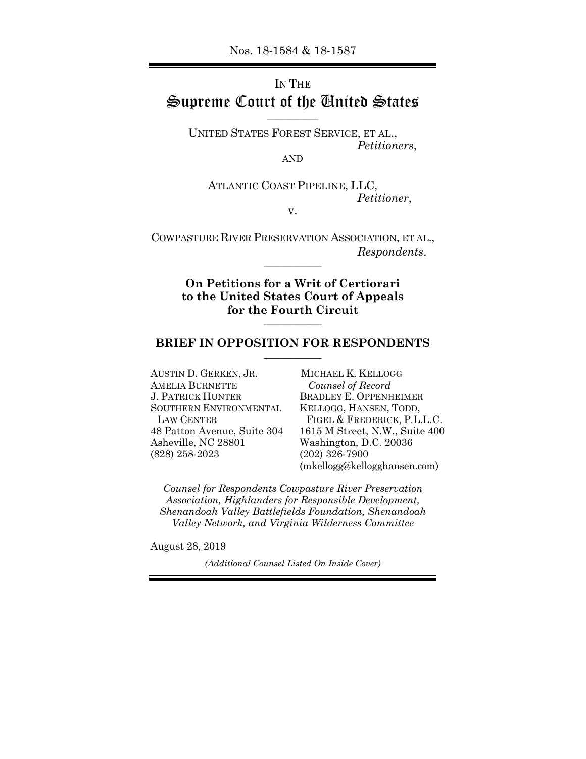Nos. 18-1584 & 18-1587

IN THE

# Supreme Court of the United States

---

UNITED STATES FOREST SERVICE, ET AL.,
*Petitioners*,

AND

ATLANTIC COAST PIPELINE, LLC,
*Petitioner*,

v.

COWPASTURE RIVER PRESERVATION ASSOCIATION, ET AL.,
*Respondents*.

---

**On Petitions for a Writ of Certiorari to the United States Court of Appeals for the Fourth Circuit**

---

## BRIEF IN OPPOSITION FOR RESPONDENTS

---

AUSTIN D. GERKEN, JR.
AMELIA BURNETTE
J. PATRICK HUNTER
SOUTHERN ENVIRONMENTAL LAW CENTER
48 Patton Avenue, Suite 304
Asheville, NC 28801
(828) 258-2023

MICHAEL K. KELLOGG
*Counsel of Record*
BRADLEY E. OPPENHEIMER
KELLOGG, HANSEN, TODD, FIGEL & FREDERICK, P.L.L.C.
1615 M Street, N.W., Suite 400
Washington, D.C. 20036
(202) 326-7900
(mkellogg@kellogghansen.com)

*Counsel for Respondents Cowpasture River Preservation Association, Highlanders for Responsible Development, Shenandoah Valley Battlefields Foundation, Shenandoah Valley Network, and Virginia Wilderness Committee*

August 28, 2019

*(Additional Counsel Listed On Inside Cover)*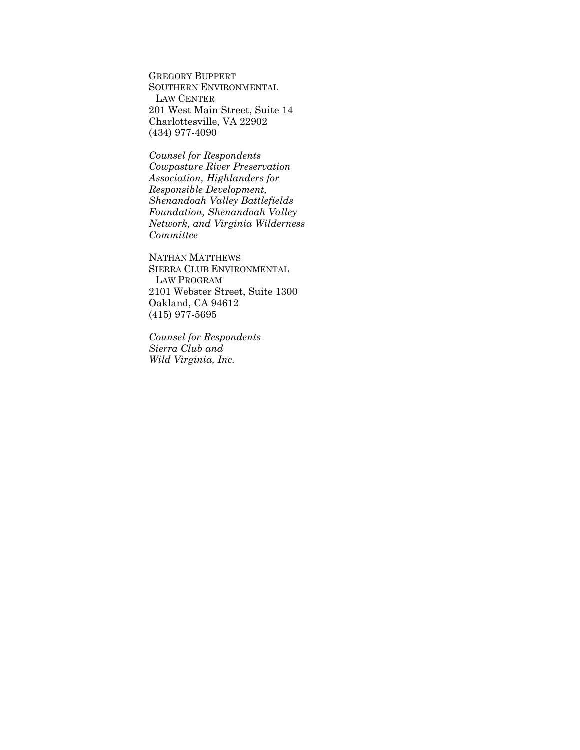GREGORY BUPPERT
SOUTHERN ENVIRONMENTAL
LAW CENTER
201 West Main Street, Suite 14
Charlottesville, VA 22902
(434) 977-4090

*Counsel for Respondents Cowpasture River Preservation Association, Highlanders for Responsible Development, Shenandoah Valley Battlefields Foundation, Shenandoah Valley Network, and Virginia Wilderness Committee*

NATHAN MATTHEWS
SIERRA CLUB ENVIRONMENTAL
LAW PROGRAM
2101 Webster Street, Suite 1300
Oakland, CA 94612
(415) 977-5695

*Counsel for Respondents Sierra Club and Wild Virginia, Inc.*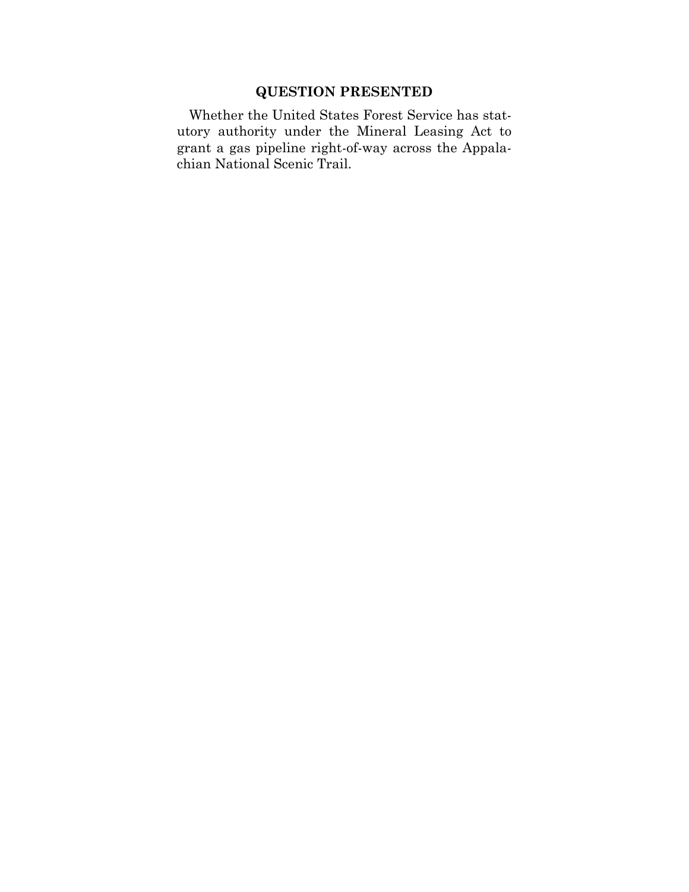## QUESTION PRESENTED

Whether the United States Forest Service has statutory authority under the Mineral Leasing Act to grant a gas pipeline right-of-way across the Appalachian National Scenic Trail.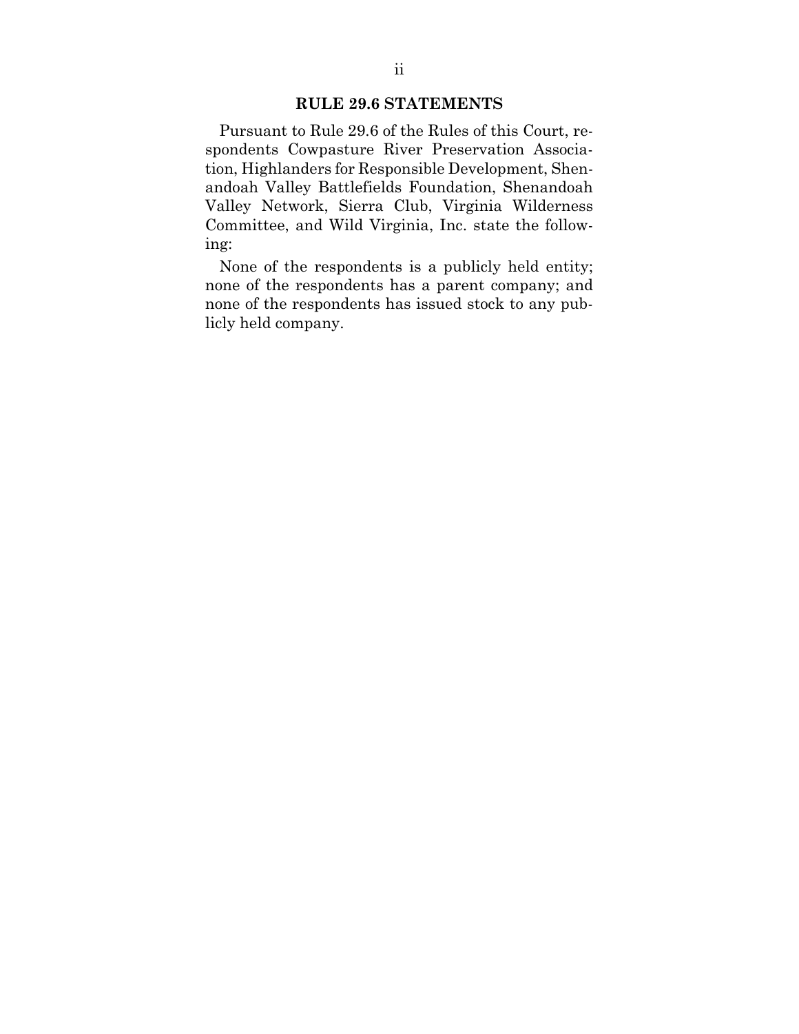## RULE 29.6 STATEMENTS

Pursuant to Rule 29.6 of the Rules of this Court, respondents Cowpasture River Preservation Association, Highlanders for Responsible Development, Shenandoah Valley Battlefields Foundation, Shenandoah Valley Network, Sierra Club, Virginia Wilderness Committee, and Wild Virginia, Inc. state the following:

None of the respondents is a publicly held entity; none of the respondents has a parent company; and none of the respondents has issued stock to any publicly held company.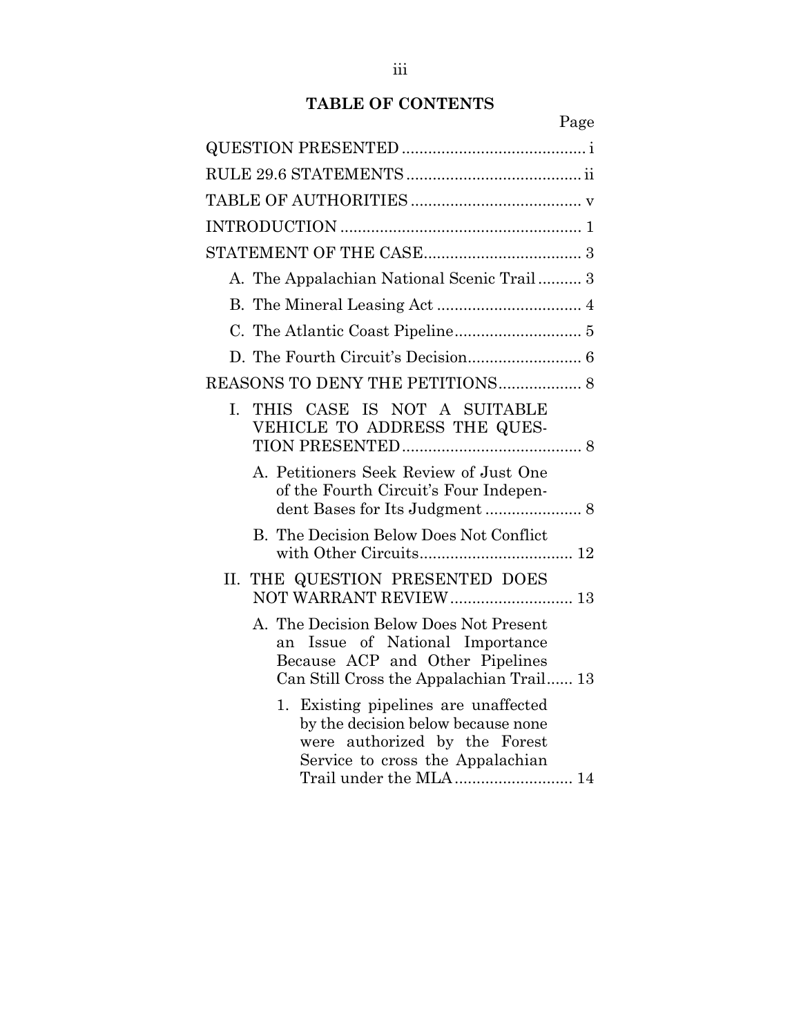# TABLE OF CONTENTS

| | Page |
|---|---|
| QUESTION PRESENTED | i |
| RULE 29.6 STATEMENTS | ii |
| TABLE OF AUTHORITIES | v |
| INTRODUCTION | 1 |
| STATEMENT OF THE CASE | 3 |
| A. The Appalachian National Scenic Trail | 3 |
| B. The Mineral Leasing Act | 4 |
| C. The Atlantic Coast Pipeline | 5 |
| D. The Fourth Circuit's Decision | 6 |
| REASONS TO DENY THE PETITIONS | 8 |
| I. THIS CASE IS NOT A SUITABLE VEHICLE TO ADDRESS THE QUESTION PRESENTED | 8 |
| A. Petitioners Seek Review of Just One of the Fourth Circuit's Four Independent Bases for Its Judgment | 8 |
| B. The Decision Below Does Not Conflict with Other Circuits | 12 |
| II. THE QUESTION PRESENTED DOES NOT WARRANT REVIEW | 13 |
| A. The Decision Below Does Not Present an Issue of National Importance Because ACP and Other Pipelines Can Still Cross the Appalachian Trail | 13 |
| 1. Existing pipelines are unaffected by the decision below because none were authorized by the Forest Service to cross the Appalachian Trail under the MLA | 14 |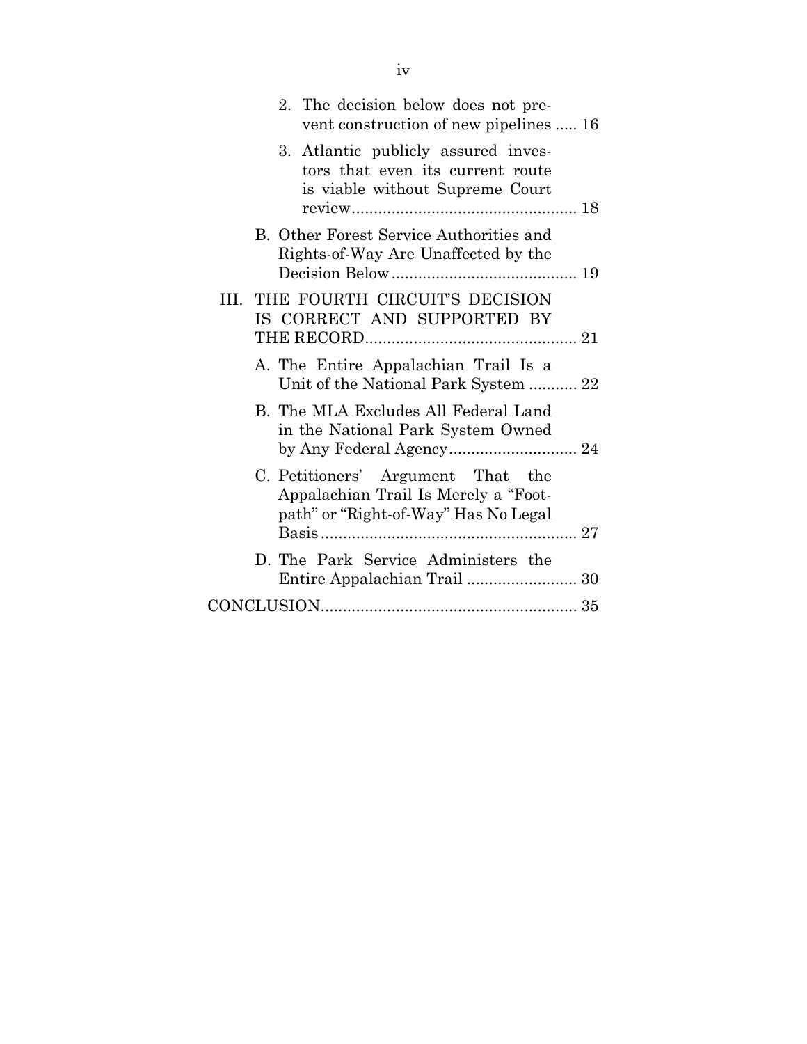2. The decision below does not prevent construction of new pipelines ..... 16

3. Atlantic publicly assured investors that even its current route is viable without Supreme Court review .................................................. 18

B. Other Forest Service Authorities and Rights-of-Way Are Unaffected by the Decision Below ......................................... 19

III. THE FOURTH CIRCUIT'S DECISION IS CORRECT AND SUPPORTED BY THE RECORD ............................................... 21

A. The Entire Appalachian Trail Is a Unit of the National Park System ........... 22

B. The MLA Excludes All Federal Land in the National Park System Owned by Any Federal Agency ............................. 24

C. Petitioners' Argument That the Appalachian Trail Is Merely a "Footpath" or "Right-of-Way" Has No Legal Basis .......................................................... 27

D. The Park Service Administers the Entire Appalachian Trail ......................... 30

CONCLUSION .......................................................... 35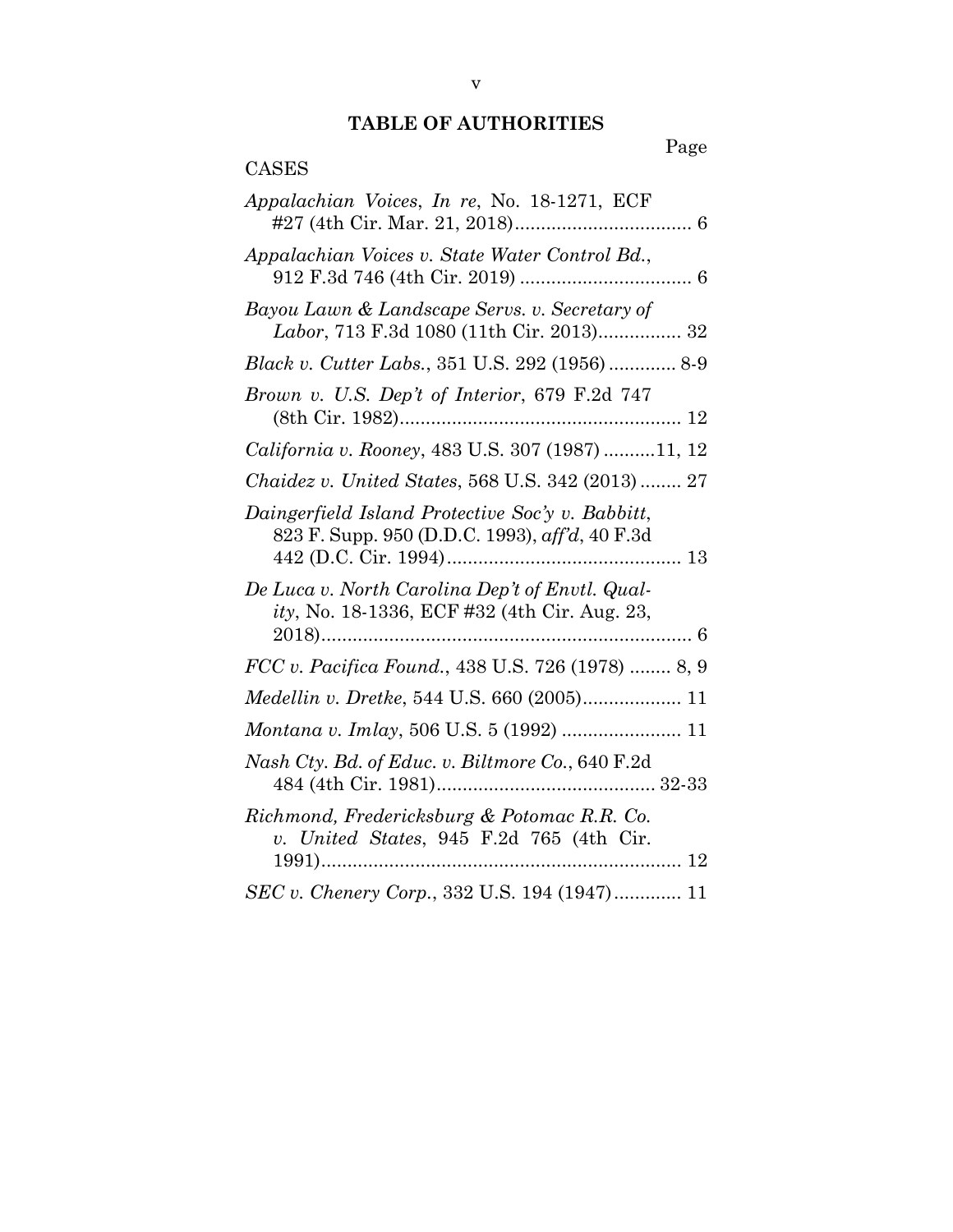## TABLE OF AUTHORITIES

Page

CASES

*Appalachian Voices*, *In re*, No. 18-1271, ECF #27 (4th Cir. Mar. 21, 2018).................................. 6

*Appalachian Voices v. State Water Control Bd.*, 912 F.3d 746 (4th Cir. 2019) ................................ 6

*Bayou Lawn & Landscape Servs. v. Secretary of Labor*, 713 F.3d 1080 (11th Cir. 2013)................ 32

*Black v. Cutter Labs.*, 351 U.S. 292 (1956) ............. 8-9

*Brown v. U.S. Dep't of Interior*, 679 F.2d 747 (8th Cir. 1982)...................................................... 12

*California v. Rooney*, 483 U.S. 307 (1987) ..........11, 12

*Chaidez v. United States*, 568 U.S. 342 (2013) ........ 27

*Daingerfield Island Protective Soc'y v. Babbitt*, 823 F. Supp. 950 (D.D.C. 1993), *aff'd*, 40 F.3d 442 (D.C. Cir. 1994)............................................. 13

*De Luca v. North Carolina Dep't of Envtl. Quality*, No. 18-1336, ECF #32 (4th Cir. Aug. 23, 2018)........................................................................ 6

*FCC v. Pacifica Found.*, 438 U.S. 726 (1978) ........ 8, 9

*Medellin v. Dretke*, 544 U.S. 660 (2005)................... 11

*Montana v. Imlay*, 506 U.S. 5 (1992) ....................... 11

*Nash Cty. Bd. of Educ. v. Biltmore Co.*, 640 F.2d 484 (4th Cir. 1981).......................................... 32-33

*Richmond, Fredericksburg & Potomac R.R. Co. v. United States*, 945 F.2d 765 (4th Cir. 1991)..................................................................... 12

*SEC v. Chenery Corp.*, 332 U.S. 194 (1947)............. 11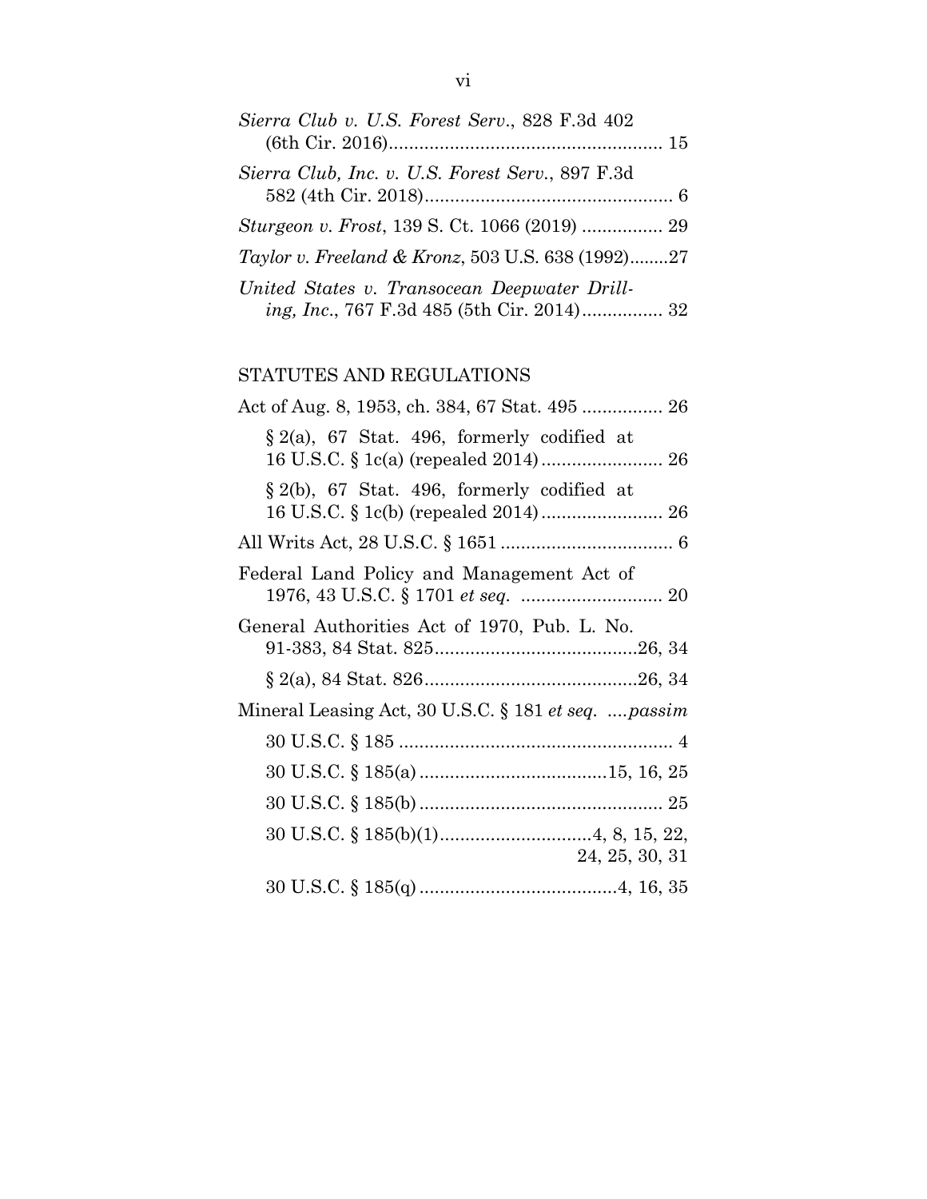*Sierra Club v. U.S. Forest Serv.*, 828 F.3d 402 (6th Cir. 2016)...................................................... 15

*Sierra Club, Inc. v. U.S. Forest Serv.*, 897 F.3d 582 (4th Cir. 2018)................................................. 6

*Sturgeon v. Frost*, 139 S. Ct. 1066 (2019) ................ 29

*Taylor v. Freeland & Kronz*, 503 U.S. 638 (1992)........27

*United States v. Transocean Deepwater Drilling, Inc.*, 767 F.3d 485 (5th Cir. 2014)................ 32

STATUTES AND REGULATIONS

Act of Aug. 8, 1953, ch. 384, 67 Stat. 495 ................ 26

§ 2(a), 67 Stat. 496, formerly codified at 16 U.S.C. § 1c(a) (repealed 2014)........................ 26

§ 2(b), 67 Stat. 496, formerly codified at 16 U.S.C. § 1c(b) (repealed 2014)........................ 26

All Writs Act, 28 U.S.C. § 1651 .................................. 6

Federal Land Policy and Management Act of 1976, 43 U.S.C. § 1701 *et seq.* ............................ 20

General Authorities Act of 1970, Pub. L. No. 91-383, 84 Stat. 825........................................26, 34

§ 2(a), 84 Stat. 826..........................................26, 34

Mineral Leasing Act, 30 U.S.C. § 181 *et seq.* ....*passim*

30 U.S.C. § 185 ...................................................... 4

30 U.S.C. § 185(a) ....................................15, 16, 25

30 U.S.C. § 185(b) ................................................ 25

30 U.S.C. § 185(b)(1)..............................4, 8, 15, 22, 24, 25, 30, 31

30 U.S.C. § 185(q) .......................................4, 16, 35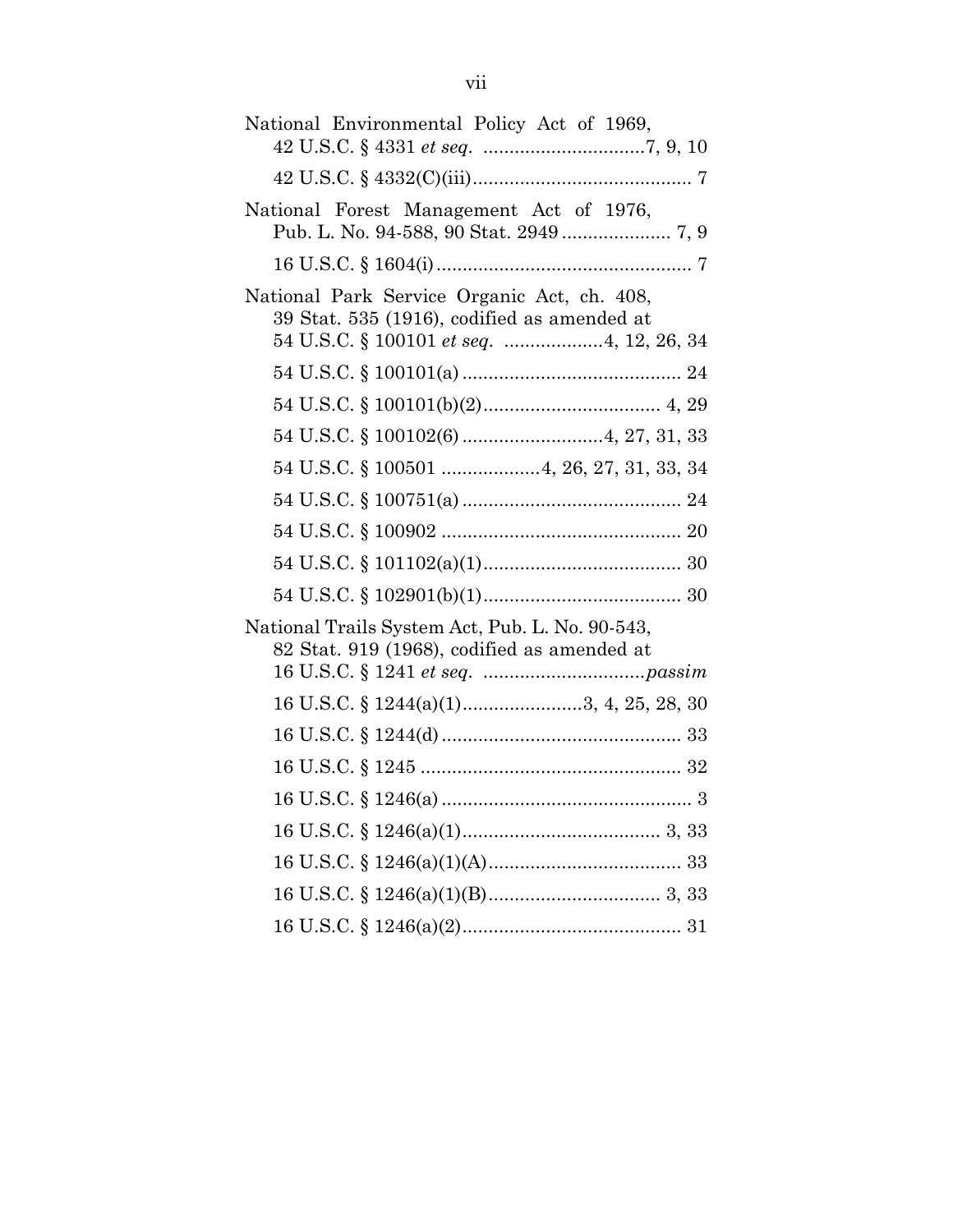National Environmental Policy Act of 1969, 42 U.S.C. § 4331 *et seq.* ...............................7, 9, 10

42 U.S.C. § 4332(C)(iii).......................................... 7

National Forest Management Act of 1976, Pub. L. No. 94-588, 90 Stat. 2949 ..................... 7, 9

16 U.S.C. § 1604(i)................................................. 7

National Park Service Organic Act, ch. 408, 39 Stat. 535 (1916), codified as amended at 54 U.S.C. § 100101 *et seq.* ...................4, 12, 26, 34

54 U.S.C. § 100101(a).......................................... 24

54 U.S.C. § 100101(b)(2).................................. 4, 29

54 U.S.C. § 100102(6)...........................4, 27, 31, 33

54 U.S.C. § 100501 ...................4, 26, 27, 31, 33, 34

54 U.S.C. § 100751(a).......................................... 24

54 U.S.C. § 100902 .............................................. 20

54 U.S.C. § 101102(a)(1)...................................... 30

54 U.S.C. § 102901(b)(1)...................................... 30

National Trails System Act, Pub. L. No. 90-543, 82 Stat. 919 (1968), codified as amended at 16 U.S.C. § 1241 *et seq.* ...............................*passim*

16 U.S.C. § 1244(a)(1).......................3, 4, 25, 28, 30

16 U.S.C. § 1244(d).............................................. 33

16 U.S.C. § 1245 .................................................. 32

16 U.S.C. § 1246(a)................................................ 3

16 U.S.C. § 1246(a)(1)..................................... 3, 33

16 U.S.C. § 1246(a)(1)(A)..................................... 33

16 U.S.C. § 1246(a)(1)(B)................................. 3, 33

16 U.S.C. § 1246(a)(2).......................................... 31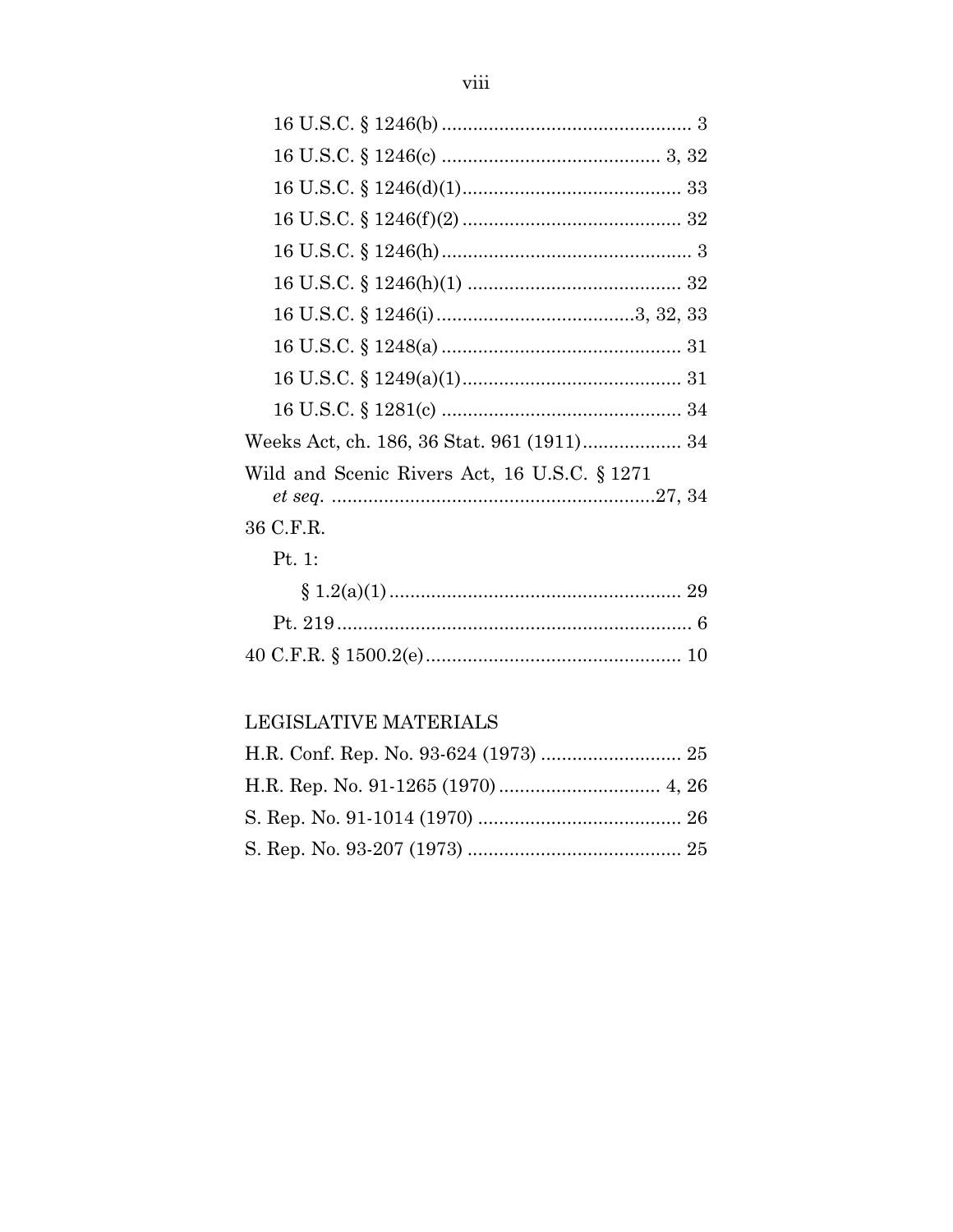16 U.S.C. § 1246(b) ................................................ 3

16 U.S.C. § 1246(c) .......................................... 3, 32

16 U.S.C. § 1246(d)(1).......................................... 33

16 U.S.C. § 1246(f)(2) .......................................... 32

16 U.S.C. § 1246(h) ................................................ 3

16 U.S.C. § 1246(h)(1) .......................................... 32

16 U.S.C. § 1246(i) ......................................3, 32, 33

16 U.S.C. § 1248(a) .............................................. 31

16 U.S.C. § 1249(a)(1).......................................... 31

16 U.S.C. § 1281(c) .............................................. 34

Weeks Act, ch. 186, 36 Stat. 961 (1911)................... 34

Wild and Scenic Rivers Act, 16 U.S.C. § 1271 *et seq.* .............................................................27, 34

36 C.F.R.

Pt. 1:

§ 1.2(a)(1) ........................................................ 29

Pt. 219 .................................................................... 6

40 C.F.R. § 1500.2(e)................................................ 10

LEGISLATIVE MATERIALS

H.R. Conf. Rep. No. 93-624 (1973) ........................... 25

H.R. Rep. No. 91-1265 (1970) ............................... 4, 26

S. Rep. No. 91-1014 (1970) ....................................... 26

S. Rep. No. 93-207 (1973) ......................................... 25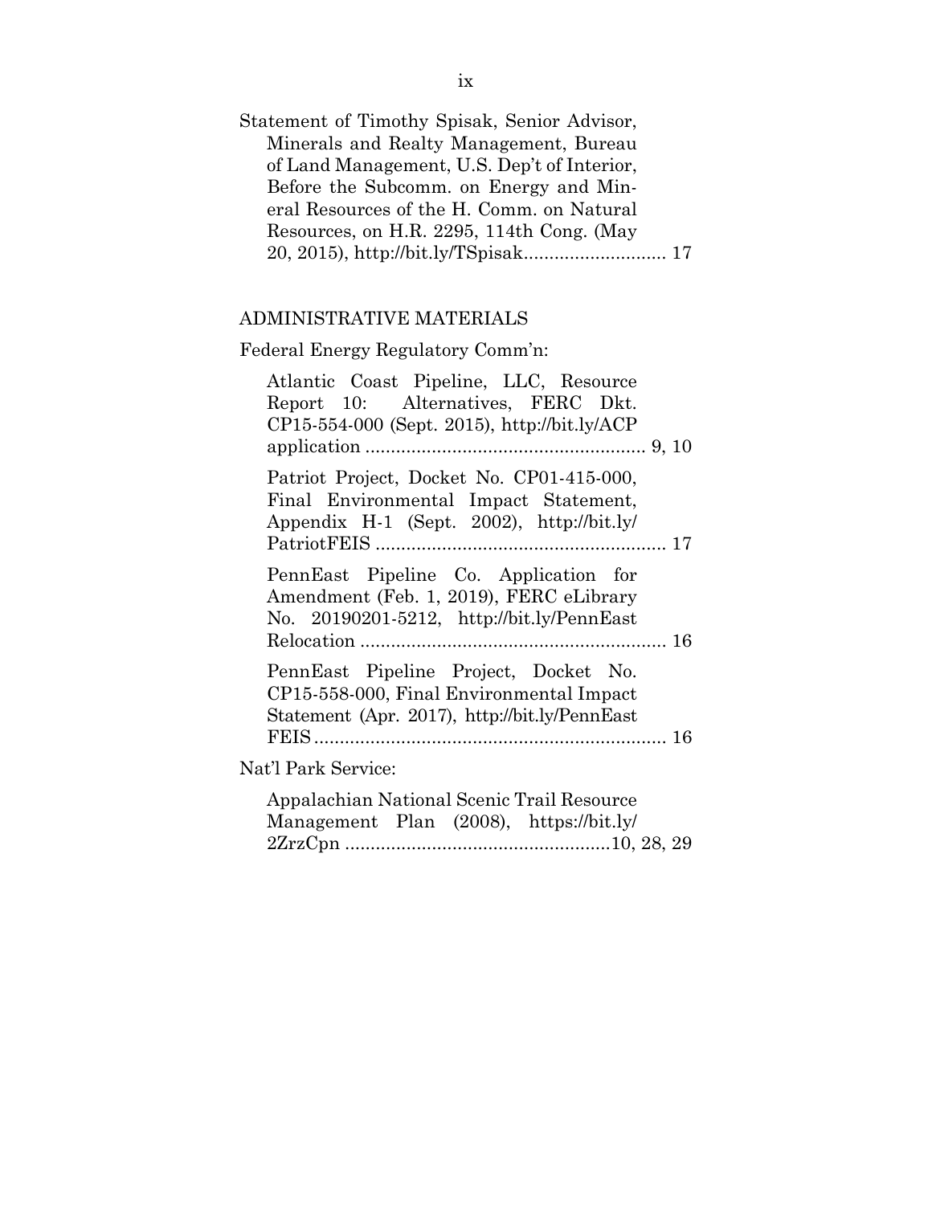Statement of Timothy Spisak, Senior Advisor, Minerals and Realty Management, Bureau of Land Management, U.S. Dep't of Interior, Before the Subcomm. on Energy and Mineral Resources of the H. Comm. on Natural Resources, on H.R. 2295, 114th Cong. (May 20, 2015), http://bit.ly/TSpisak ............................ 17

ADMINISTRATIVE MATERIALS

Federal Energy Regulatory Comm'n:

Atlantic Coast Pipeline, LLC, Resource Report 10: Alternatives, FERC Dkt. CP15-554-000 (Sept. 2015), http://bit.ly/ACPapplication ....................................................... 9, 10

Patriot Project, Docket No. CP01-415-000, Final Environmental Impact Statement, Appendix H-1 (Sept. 2002), http://bit.ly/PatriotFEIS ......................................................... 17

PennEast Pipeline Co. Application for Amendment (Feb. 1, 2019), FERC eLibrary No. 20190201-5212, http://bit.ly/PennEastRelocation ............................................................ 16

PennEast Pipeline Project, Docket No. CP15-558-000, Final Environmental Impact Statement (Apr. 2017), http://bit.ly/PennEastFEIS ..................................................................... 16

Nat'l Park Service:

Appalachian National Scenic Trail Resource Management Plan (2008), https://bit.ly/2ZrzCpn ...................................................10, 28, 29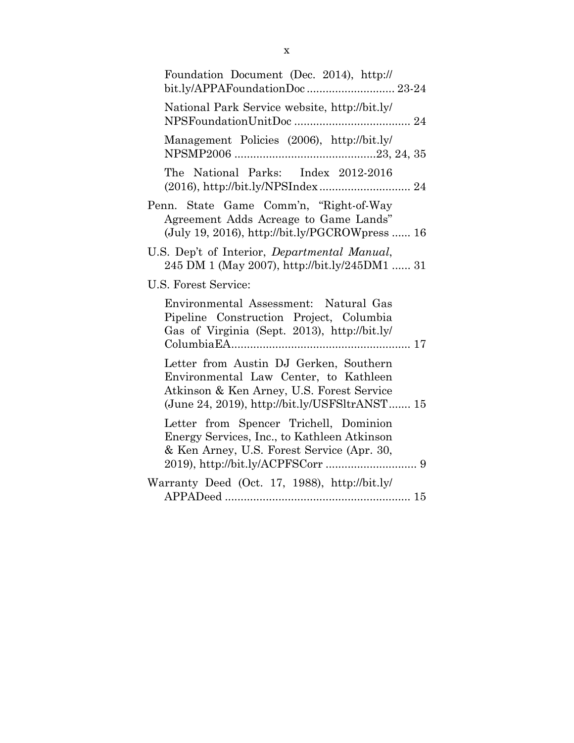Foundation Document (Dec. 2014), http://bit.ly/APPAFoundationDoc ............................ 23-24

National Park Service website, http://bit.ly/NPSFoundationUnitDoc ..................................... 24

Management Policies (2006), http://bit.ly/NPSMP2006 .............................................23, 24, 35

The National Parks: Index 2012-2016 (2016), http://bit.ly/NPSIndex ............................. 24

Penn. State Game Comm'n, "Right-of-Way Agreement Adds Acreage to Game Lands" (July 19, 2016), http://bit.ly/PGCROWpress ...... 16

U.S. Dep't of Interior, *Departmental Manual*, 245 DM 1 (May 2007), http://bit.ly/245DM1 ...... 31

U.S. Forest Service:

Environmental Assessment: Natural Gas Pipeline Construction Project, Columbia Gas of Virginia (Sept. 2013), http://bit.ly/ColumbiaEA.......................................................... 17

Letter from Austin DJ Gerken, Southern Environmental Law Center, to Kathleen Atkinson & Ken Arney, U.S. Forest Service (June 24, 2019), http://bit.ly/USFSltrANST....... 15

Letter from Spencer Trichell, Dominion Energy Services, Inc., to Kathleen Atkinson & Ken Arney, U.S. Forest Service (Apr. 30, 2019), http://bit.ly/ACPFSCorr ............................. 9

Warranty Deed (Oct. 17, 1988), http://bit.ly/APPADeed ............................................................ 15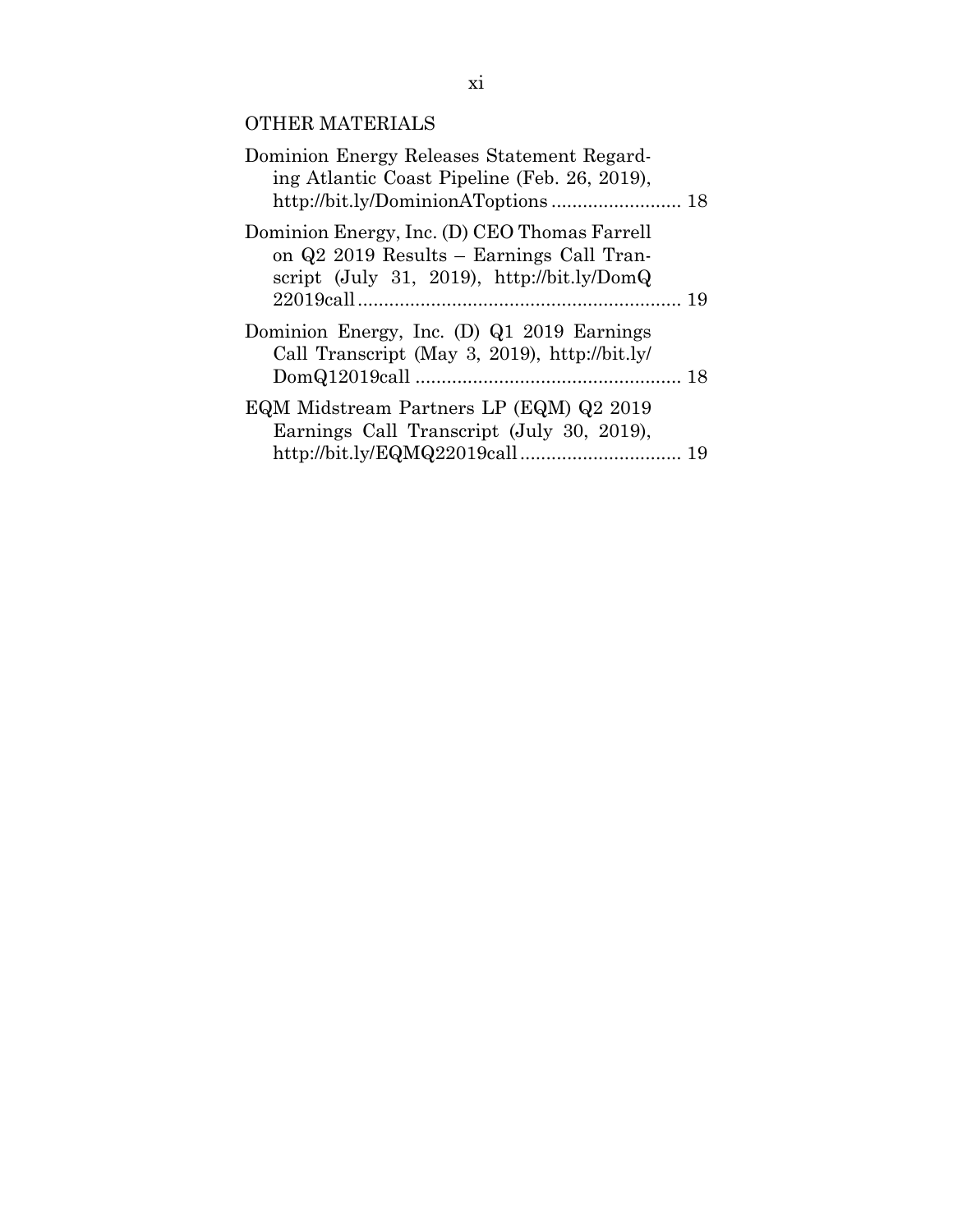## OTHER MATERIALS

Dominion Energy Releases Statement Regarding Atlantic Coast Pipeline (Feb. 26, 2019), http://bit.ly/DominionAToptions ......................... 18

Dominion Energy, Inc. (D) CEO Thomas Farrell on Q2 2019 Results – Earnings Call Transcript (July 31, 2019), http://bit.ly/DomQ22019call ............................................................. 19

Dominion Energy, Inc. (D) Q1 2019 Earnings Call Transcript (May 3, 2019), http://bit.ly/DomQ12019call .................................................. 18

EQM Midstream Partners LP (EQM) Q2 2019 Earnings Call Transcript (July 30, 2019), http://bit.ly/EQMQ22019call .............................. 19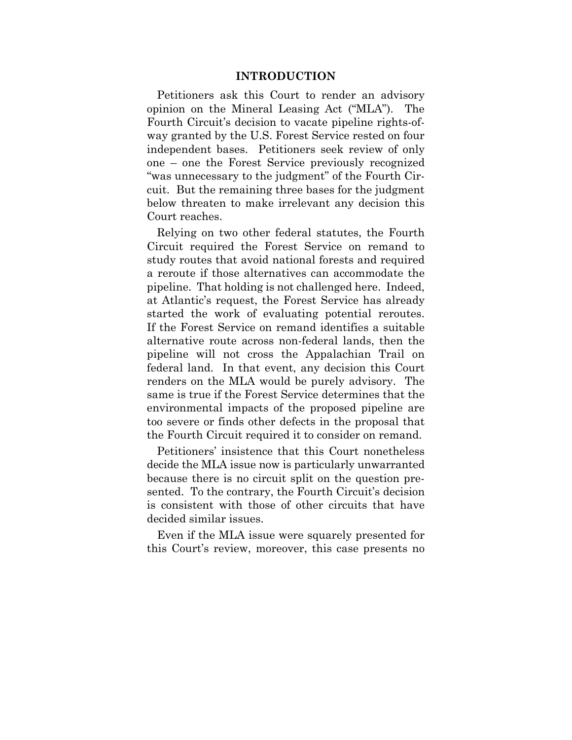## INTRODUCTION

Petitioners ask this Court to render an advisory opinion on the Mineral Leasing Act ("MLA"). The Fourth Circuit's decision to vacate pipeline rights-of-way granted by the U.S. Forest Service rested on four independent bases. Petitioners seek review of only one – one the Forest Service previously recognized "was unnecessary to the judgment" of the Fourth Circuit. But the remaining three bases for the judgment below threaten to make irrelevant any decision this Court reaches.

Relying on two other federal statutes, the Fourth Circuit required the Forest Service on remand to study routes that avoid national forests and required a reroute if those alternatives can accommodate the pipeline. That holding is not challenged here. Indeed, at Atlantic's request, the Forest Service has already started the work of evaluating potential reroutes. If the Forest Service on remand identifies a suitable alternative route across non-federal lands, then the pipeline will not cross the Appalachian Trail on federal land. In that event, any decision this Court renders on the MLA would be purely advisory. The same is true if the Forest Service determines that the environmental impacts of the proposed pipeline are too severe or finds other defects in the proposal that the Fourth Circuit required it to consider on remand.

Petitioners' insistence that this Court nonetheless decide the MLA issue now is particularly unwarranted because there is no circuit split on the question presented. To the contrary, the Fourth Circuit's decision is consistent with those of other circuits that have decided similar issues.

Even if the MLA issue were squarely presented for this Court's review, moreover, this case presents no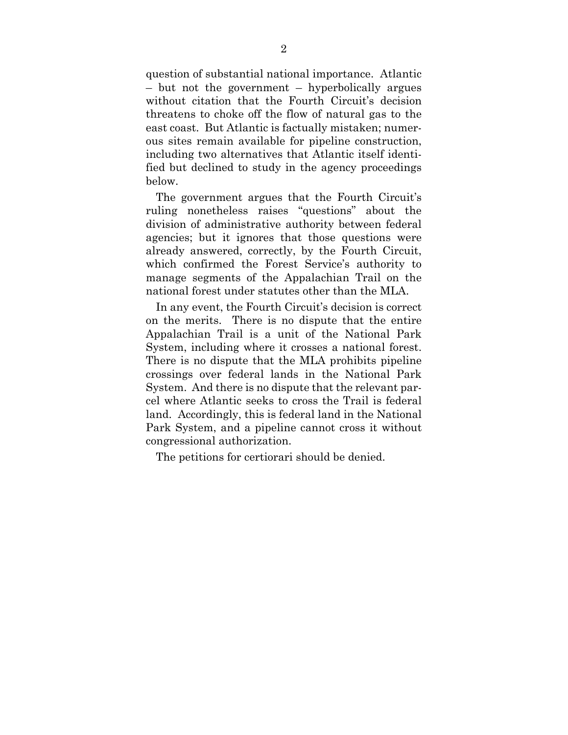question of substantial national importance. Atlantic – but not the government – hyperbolically argues without citation that the Fourth Circuit's decision threatens to choke off the flow of natural gas to the east coast. But Atlantic is factually mistaken; numerous sites remain available for pipeline construction, including two alternatives that Atlantic itself identified but declined to study in the agency proceedings below.

The government argues that the Fourth Circuit's ruling nonetheless raises "questions" about the division of administrative authority between federal agencies; but it ignores that those questions were already answered, correctly, by the Fourth Circuit, which confirmed the Forest Service's authority to manage segments of the Appalachian Trail on the national forest under statutes other than the MLA.

In any event, the Fourth Circuit's decision is correct on the merits. There is no dispute that the entire Appalachian Trail is a unit of the National Park System, including where it crosses a national forest. There is no dispute that the MLA prohibits pipeline crossings over federal lands in the National Park System. And there is no dispute that the relevant parcel where Atlantic seeks to cross the Trail is federal land. Accordingly, this is federal land in the National Park System, and a pipeline cannot cross it without congressional authorization.

The petitions for certiorari should be denied.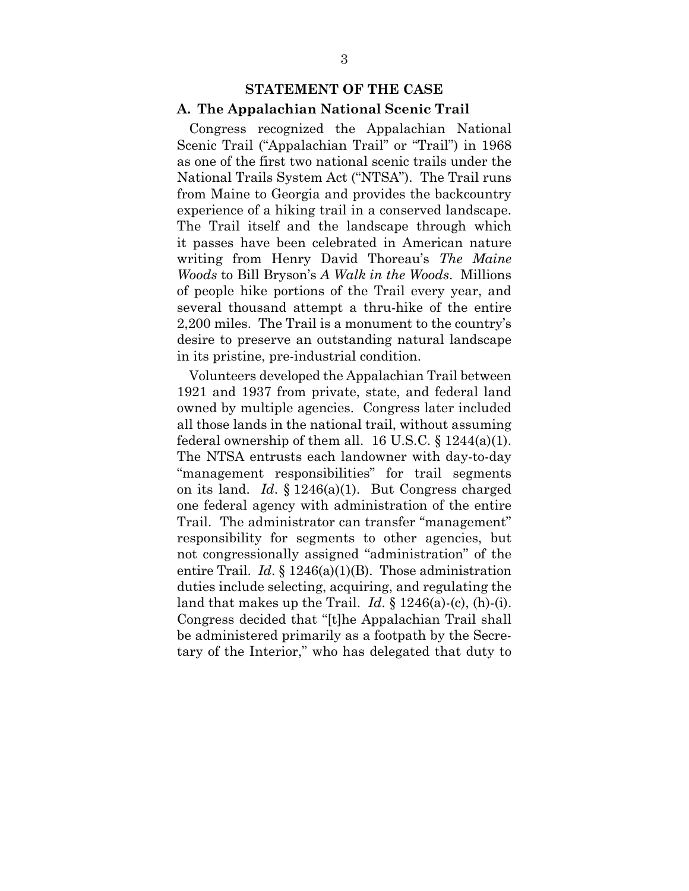## STATEMENT OF THE CASE

### A. The Appalachian National Scenic Trail

Congress recognized the Appalachian National Scenic Trail ("Appalachian Trail" or "Trail") in 1968 as one of the first two national scenic trails under the National Trails System Act ("NTSA"). The Trail runs from Maine to Georgia and provides the backcountry experience of a hiking trail in a conserved landscape. The Trail itself and the landscape through which it passes have been celebrated in American nature writing from Henry David Thoreau's *The Maine Woods* to Bill Bryson's *A Walk in the Woods*. Millions of people hike portions of the Trail every year, and several thousand attempt a thru-hike of the entire 2,200 miles. The Trail is a monument to the country's desire to preserve an outstanding natural landscape in its pristine, pre-industrial condition.

Volunteers developed the Appalachian Trail between 1921 and 1937 from private, state, and federal land owned by multiple agencies. Congress later included all those lands in the national trail, without assuming federal ownership of them all. 16 U.S.C. § 1244(a)(1). The NTSA entrusts each landowner with day-to-day "management responsibilities" for trail segments on its land. *Id*. § 1246(a)(1). But Congress charged one federal agency with administration of the entire Trail. The administrator can transfer "management" responsibility for segments to other agencies, but not congressionally assigned "administration" of the entire Trail. *Id*. § 1246(a)(1)(B). Those administration duties include selecting, acquiring, and regulating the land that makes up the Trail. *Id*. § 1246(a)-(c), (h)-(i). Congress decided that "[t]he Appalachian Trail shall be administered primarily as a footpath by the Secretary of the Interior," who has delegated that duty to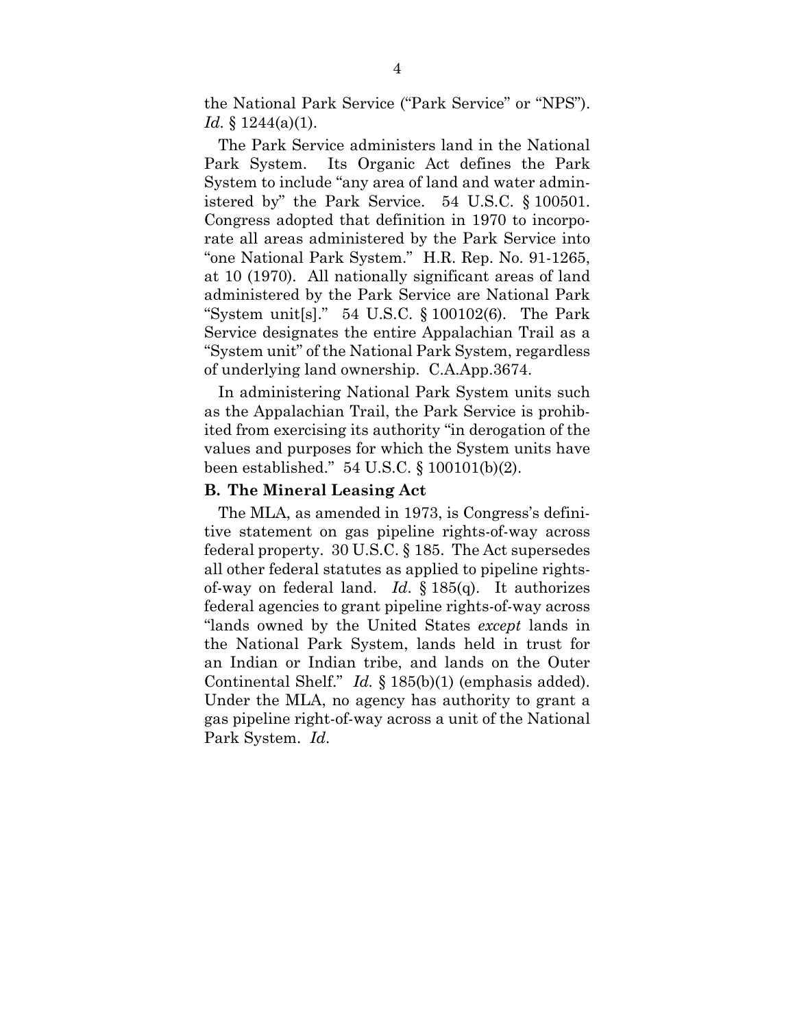the National Park Service ("Park Service" or "NPS"). *Id.* § 1244(a)(1).

The Park Service administers land in the National Park System. Its Organic Act defines the Park System to include "any area of land and water administered by" the Park Service. 54 U.S.C. § 100501. Congress adopted that definition in 1970 to incorporate all areas administered by the Park Service into "one National Park System." H.R. Rep. No. 91-1265, at 10 (1970). All nationally significant areas of land administered by the Park Service are National Park "System unit[s]." 54 U.S.C. § 100102(6). The Park Service designates the entire Appalachian Trail as a "System unit" of the National Park System, regardless of underlying land ownership. C.A.App.3674.

In administering National Park System units such as the Appalachian Trail, the Park Service is prohibited from exercising its authority "in derogation of the values and purposes for which the System units have been established." 54 U.S.C. § 100101(b)(2).

### B. The Mineral Leasing Act

The MLA, as amended in 1973, is Congress's definitive statement on gas pipeline rights-of-way across federal property. 30 U.S.C. § 185. The Act supersedes all other federal statutes as applied to pipeline rights-of-way on federal land. *Id.* § 185(q). It authorizes federal agencies to grant pipeline rights-of-way across "lands owned by the United States *except* lands in the National Park System, lands held in trust for an Indian or Indian tribe, and lands on the Outer Continental Shelf." *Id.* § 185(b)(1) (emphasis added). Under the MLA, no agency has authority to grant a gas pipeline right-of-way across a unit of the National Park System. *Id.*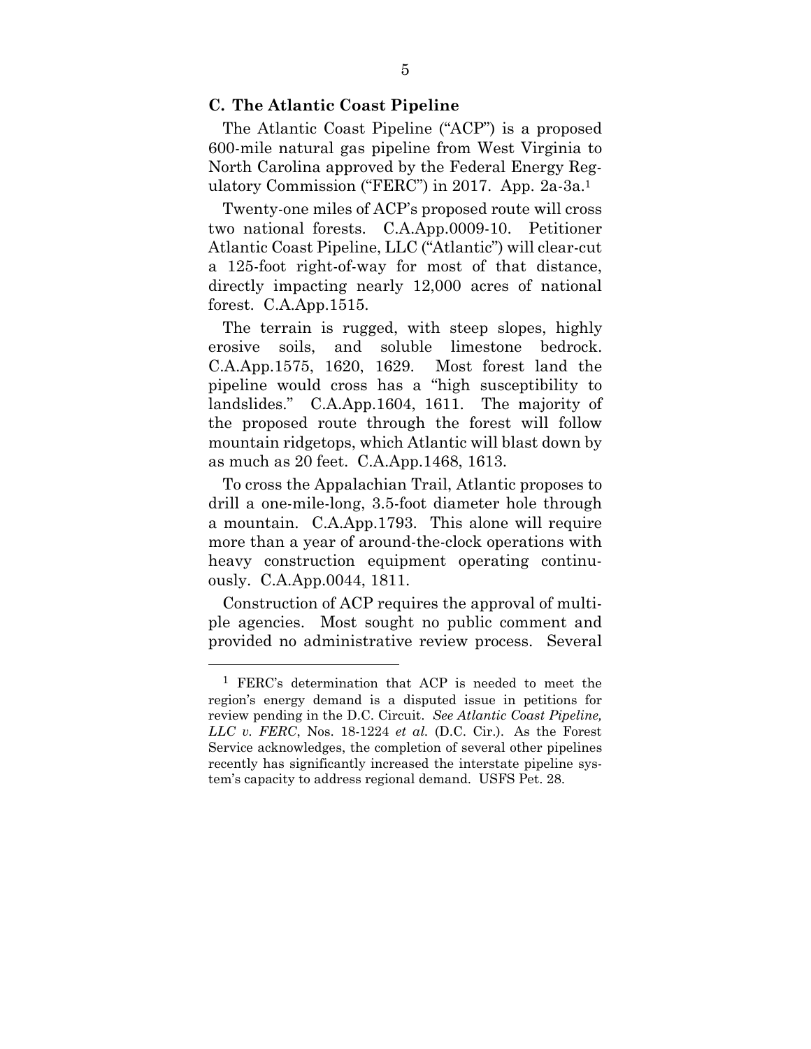### C. The Atlantic Coast Pipeline

The Atlantic Coast Pipeline ("ACP") is a proposed 600-mile natural gas pipeline from West Virginia to North Carolina approved by the Federal Energy Regulatory Commission ("FERC") in 2017. App. 2a-3a.[1]

Twenty-one miles of ACP's proposed route will cross two national forests. C.A.App.0009-10. Petitioner Atlantic Coast Pipeline, LLC ("Atlantic") will clear-cut a 125-foot right-of-way for most of that distance, directly impacting nearly 12,000 acres of national forest. C.A.App.1515.

The terrain is rugged, with steep slopes, highly erosive soils, and soluble limestone bedrock. C.A.App.1575, 1620, 1629. Most forest land the pipeline would cross has a "high susceptibility to landslides." C.A.App.1604, 1611. The majority of the proposed route through the forest will follow mountain ridgetops, which Atlantic will blast down by as much as 20 feet. C.A.App.1468, 1613.

To cross the Appalachian Trail, Atlantic proposes to drill a one-mile-long, 3.5-foot diameter hole through a mountain. C.A.App.1793. This alone will require more than a year of around-the-clock operations with heavy construction equipment operating continuously. C.A.App.0044, 1811.

Construction of ACP requires the approval of multiple agencies. Most sought no public comment and provided no administrative review process. Several

---

[1] FERC's determination that ACP is needed to meet the region's energy demand is a disputed issue in petitions for review pending in the D.C. Circuit. *See Atlantic Coast Pipeline, LLC v. FERC*, Nos. 18-1224 *et al.* (D.C. Cir.). As the Forest Service acknowledges, the completion of several other pipelines recently has significantly increased the interstate pipeline system's capacity to address regional demand. USFS Pet. 28.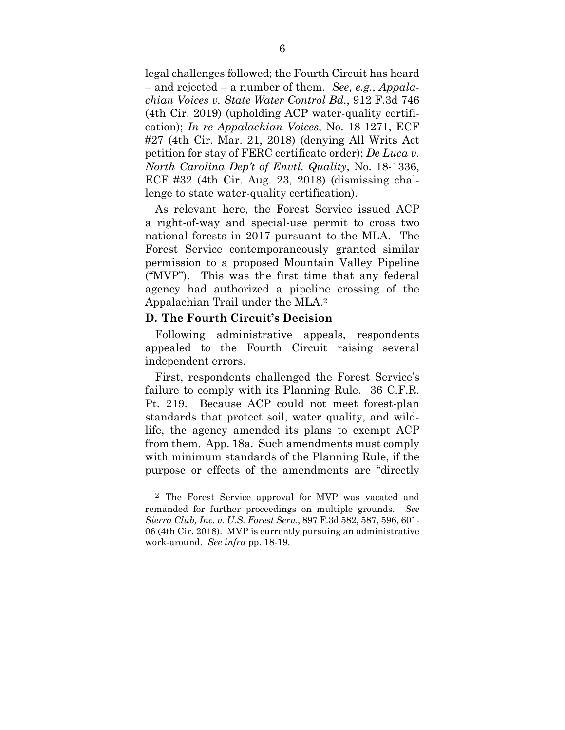legal challenges followed; the Fourth Circuit has heard – and rejected – a number of them. *See*, *e.g.*, *Appalachian Voices v. State Water Control Bd.*, 912 F.3d 746 (4th Cir. 2019) (upholding ACP water-quality certification); *In re Appalachian Voices*, No. 18-1271, ECF #27 (4th Cir. Mar. 21, 2018) (denying All Writs Act petition for stay of FERC certificate order); *De Luca v. North Carolina Dep't of Envtl. Quality*, No. 18-1336, ECF #32 (4th Cir. Aug. 23, 2018) (dismissing challenge to state water-quality certification).

As relevant here, the Forest Service issued ACP a right-of-way and special-use permit to cross two national forests in 2017 pursuant to the MLA. The Forest Service contemporaneously granted similar permission to a proposed Mountain Valley Pipeline ("MVP"). This was the first time that any federal agency had authorized a pipeline crossing of the Appalachian Trail under the MLA.[2]

**D. The Fourth Circuit's Decision**

Following administrative appeals, respondents appealed to the Fourth Circuit raising several independent errors.

First, respondents challenged the Forest Service's failure to comply with its Planning Rule. 36 C.F.R. Pt. 219. Because ACP could not meet forest-plan standards that protect soil, water quality, and wildlife, the agency amended its plans to exempt ACP from them. App. 18a. Such amendments must comply with minimum standards of the Planning Rule, if the purpose or effects of the amendments are "directly

[2] The Forest Service approval for MVP was vacated and remanded for further proceedings on multiple grounds. *See Sierra Club, Inc. v. U.S. Forest Serv.*, 897 F.3d 582, 587, 596, 601-06 (4th Cir. 2018). MVP is currently pursuing an administrative work-around. *See infra* pp. 18-19.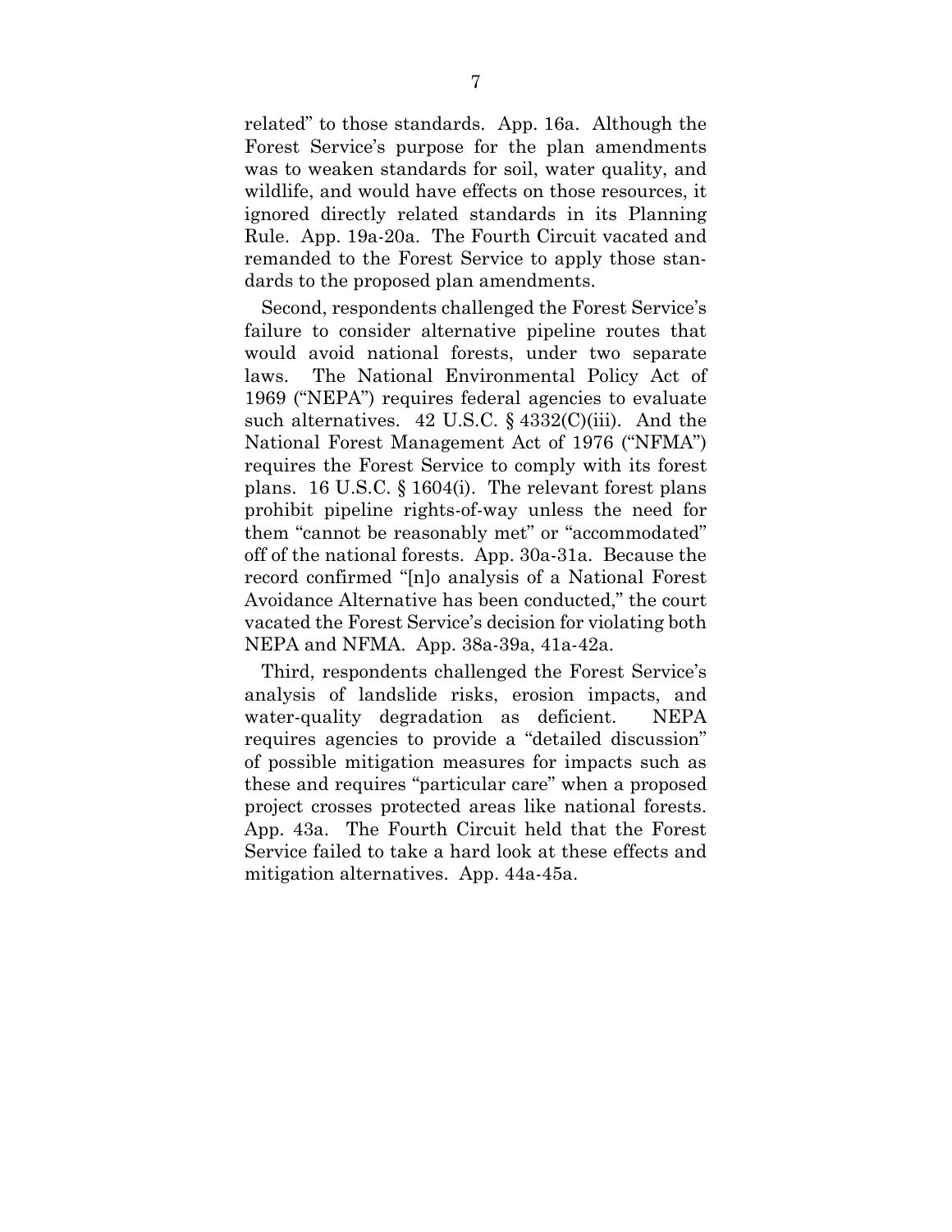related" to those standards. App. 16a. Although the Forest Service's purpose for the plan amendments was to weaken standards for soil, water quality, and wildlife, and would have effects on those resources, it ignored directly related standards in its Planning Rule. App. 19a-20a. The Fourth Circuit vacated and remanded to the Forest Service to apply those standards to the proposed plan amendments.

Second, respondents challenged the Forest Service's failure to consider alternative pipeline routes that would avoid national forests, under two separate laws. The National Environmental Policy Act of 1969 ("NEPA") requires federal agencies to evaluate such alternatives. 42 U.S.C. § 4332(C)(iii). And the National Forest Management Act of 1976 ("NFMA") requires the Forest Service to comply with its forest plans. 16 U.S.C. § 1604(i). The relevant forest plans prohibit pipeline rights-of-way unless the need for them "cannot be reasonably met" or "accommodated" off of the national forests. App. 30a-31a. Because the record confirmed "[n]o analysis of a National Forest Avoidance Alternative has been conducted," the court vacated the Forest Service's decision for violating both NEPA and NFMA. App. 38a-39a, 41a-42a.

Third, respondents challenged the Forest Service's analysis of landslide risks, erosion impacts, and water-quality degradation as deficient. NEPA requires agencies to provide a "detailed discussion" of possible mitigation measures for impacts such as these and requires "particular care" when a proposed project crosses protected areas like national forests. App. 43a. The Fourth Circuit held that the Forest Service failed to take a hard look at these effects and mitigation alternatives. App. 44a-45a.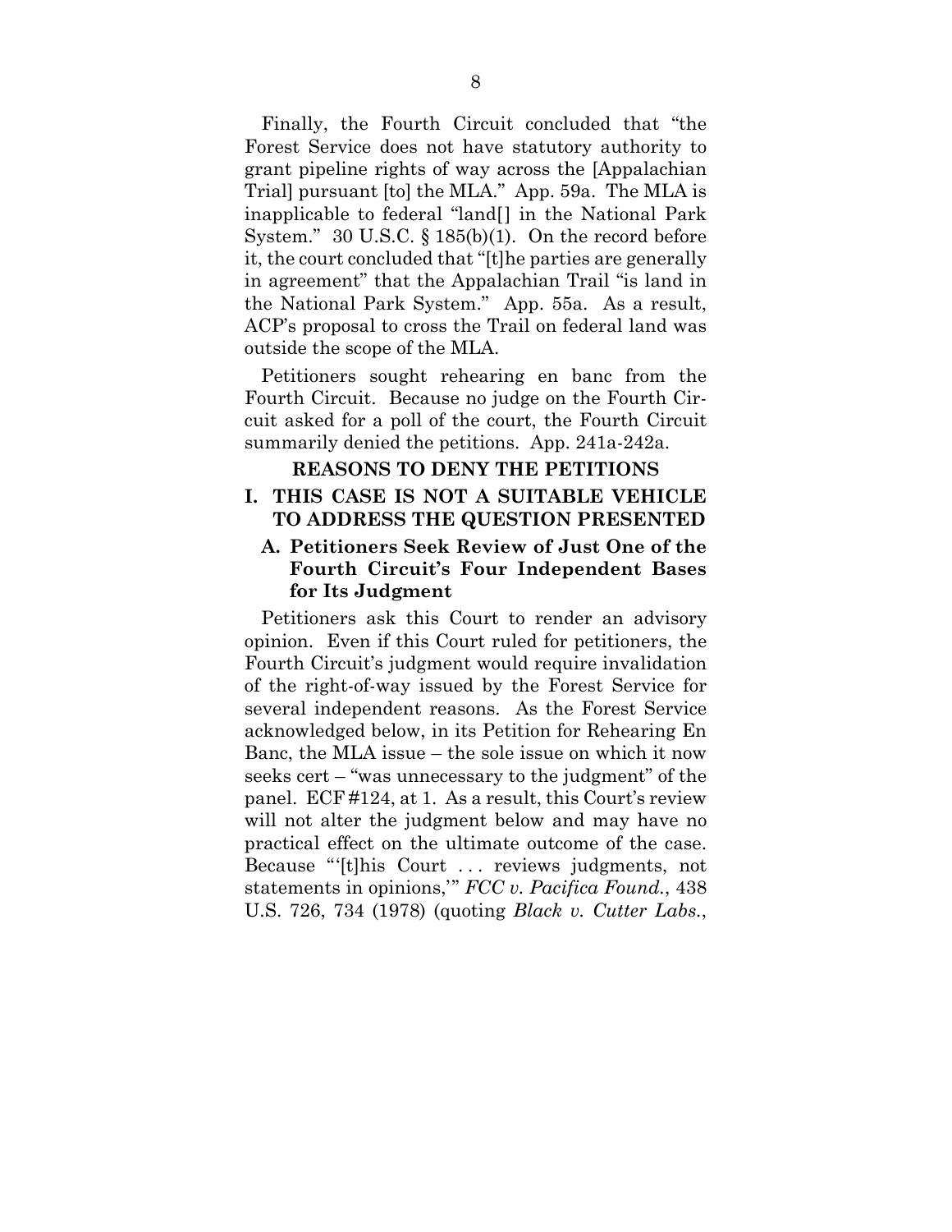Finally, the Fourth Circuit concluded that "the Forest Service does not have statutory authority to grant pipeline rights of way across the [Appalachian Trial] pursuant [to] the MLA." App. 59a. The MLA is inapplicable to federal "land[] in the National Park System." 30 U.S.C. § 185(b)(1). On the record before it, the court concluded that "[t]he parties are generally in agreement" that the Appalachian Trail "is land in the National Park System." App. 55a. As a result, ACP's proposal to cross the Trail on federal land was outside the scope of the MLA.

Petitioners sought rehearing en banc from the Fourth Circuit. Because no judge on the Fourth Circuit asked for a poll of the court, the Fourth Circuit summarily denied the petitions. App. 241a-242a.

## REASONS TO DENY THE PETITIONS

### I. THIS CASE IS NOT A SUITABLE VEHICLE TO ADDRESS THE QUESTION PRESENTED

#### A. Petitioners Seek Review of Just One of the Fourth Circuit's Four Independent Bases for Its Judgment

Petitioners ask this Court to render an advisory opinion. Even if this Court ruled for petitioners, the Fourth Circuit's judgment would require invalidation of the right-of-way issued by the Forest Service for several independent reasons. As the Forest Service acknowledged below, in its Petition for Rehearing En Banc, the MLA issue – the sole issue on which it now seeks cert – "was unnecessary to the judgment" of the panel. ECF #124, at 1. As a result, this Court's review will not alter the judgment below and may have no practical effect on the ultimate outcome of the case. Because "'[t]his Court . . . reviews judgments, not statements in opinions,'" *FCC v. Pacifica Found.*, 438 U.S. 726, 734 (1978) (quoting *Black v. Cutter Labs.*,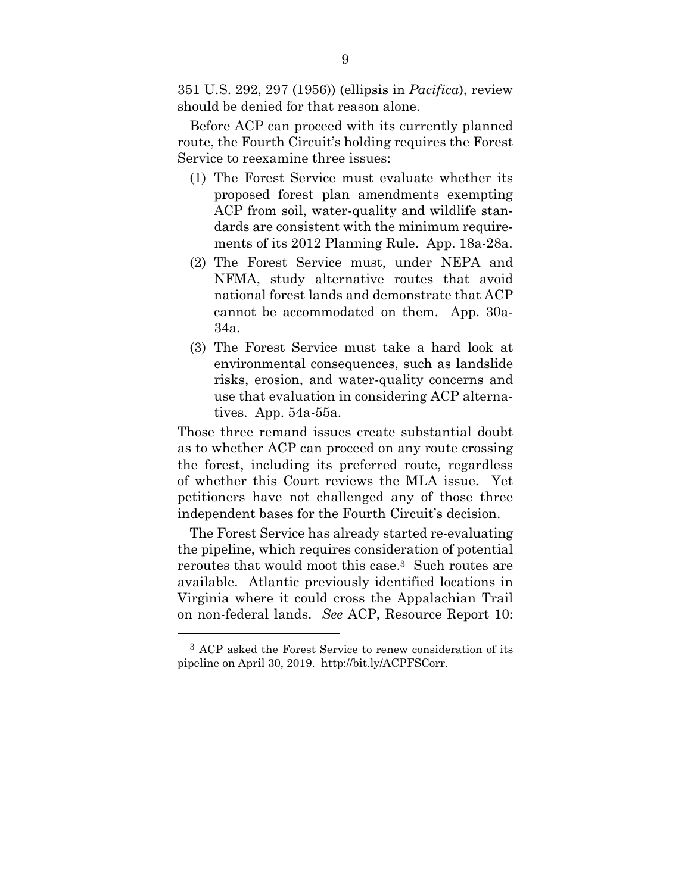351 U.S. 292, 297 (1956)) (ellipsis in *Pacifica*), review should be denied for that reason alone.

Before ACP can proceed with its currently planned route, the Fourth Circuit's holding requires the Forest Service to reexamine three issues:

(1) The Forest Service must evaluate whether its proposed forest plan amendments exempting ACP from soil, water-quality and wildlife standards are consistent with the minimum requirements of its 2012 Planning Rule. App. 18a-28a.

(2) The Forest Service must, under NEPA and NFMA, study alternative routes that avoid national forest lands and demonstrate that ACP cannot be accommodated on them. App. 30a-34a.

(3) The Forest Service must take a hard look at environmental consequences, such as landslide risks, erosion, and water-quality concerns and use that evaluation in considering ACP alternatives. App. 54a-55a.

Those three remand issues create substantial doubt as to whether ACP can proceed on any route crossing the forest, including its preferred route, regardless of whether this Court reviews the MLA issue. Yet petitioners have not challenged any of those three independent bases for the Fourth Circuit's decision.

The Forest Service has already started re-evaluating the pipeline, which requires consideration of potential reroutes that would moot this case.[3] Such routes are available. Atlantic previously identified locations in Virginia where it could cross the Appalachian Trail on non-federal lands. *See* ACP, Resource Report 10:

---

[3] ACP asked the Forest Service to renew consideration of its pipeline on April 30, 2019. http://bit.ly/ACPFSCorr.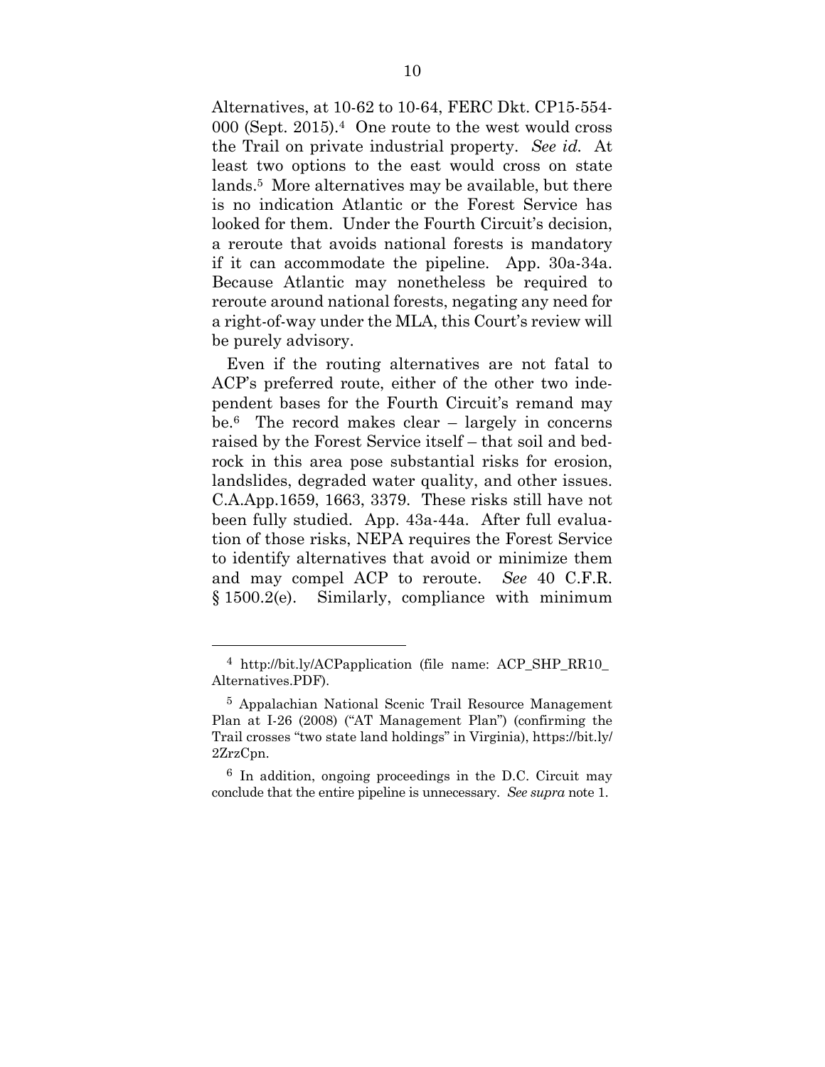Alternatives, at 10-62 to 10-64, FERC Dkt. CP15-554-000 (Sept. 2015).[4] One route to the west would cross the Trail on private industrial property. *See id.* At least two options to the east would cross on state lands.[5] More alternatives may be available, but there is no indication Atlantic or the Forest Service has looked for them. Under the Fourth Circuit's decision, a reroute that avoids national forests is mandatory if it can accommodate the pipeline. App. 30a-34a. Because Atlantic may nonetheless be required to reroute around national forests, negating any need for a right-of-way under the MLA, this Court's review will be purely advisory.

Even if the routing alternatives are not fatal to ACP's preferred route, either of the other two independent bases for the Fourth Circuit's remand may be.[6] The record makes clear – largely in concerns raised by the Forest Service itself – that soil and bedrock in this area pose substantial risks for erosion, landslides, degraded water quality, and other issues. C.A.App.1659, 1663, 3379. These risks still have not been fully studied. App. 43a-44a. After full evaluation of those risks, NEPA requires the Forest Service to identify alternatives that avoid or minimize them and may compel ACP to reroute. *See* 40 C.F.R. § 1500.2(e). Similarly, compliance with minimum

---

[4] http://bit.ly/ACPapplication (file name: ACP_SHP_RR10_Alternatives.PDF).

[5] Appalachian National Scenic Trail Resource Management Plan at I-26 (2008) ("AT Management Plan") (confirming the Trail crosses "two state land holdings" in Virginia), https://bit.ly/2ZrzCpn.

[6] In addition, ongoing proceedings in the D.C. Circuit may conclude that the entire pipeline is unnecessary. *See supra* note 1.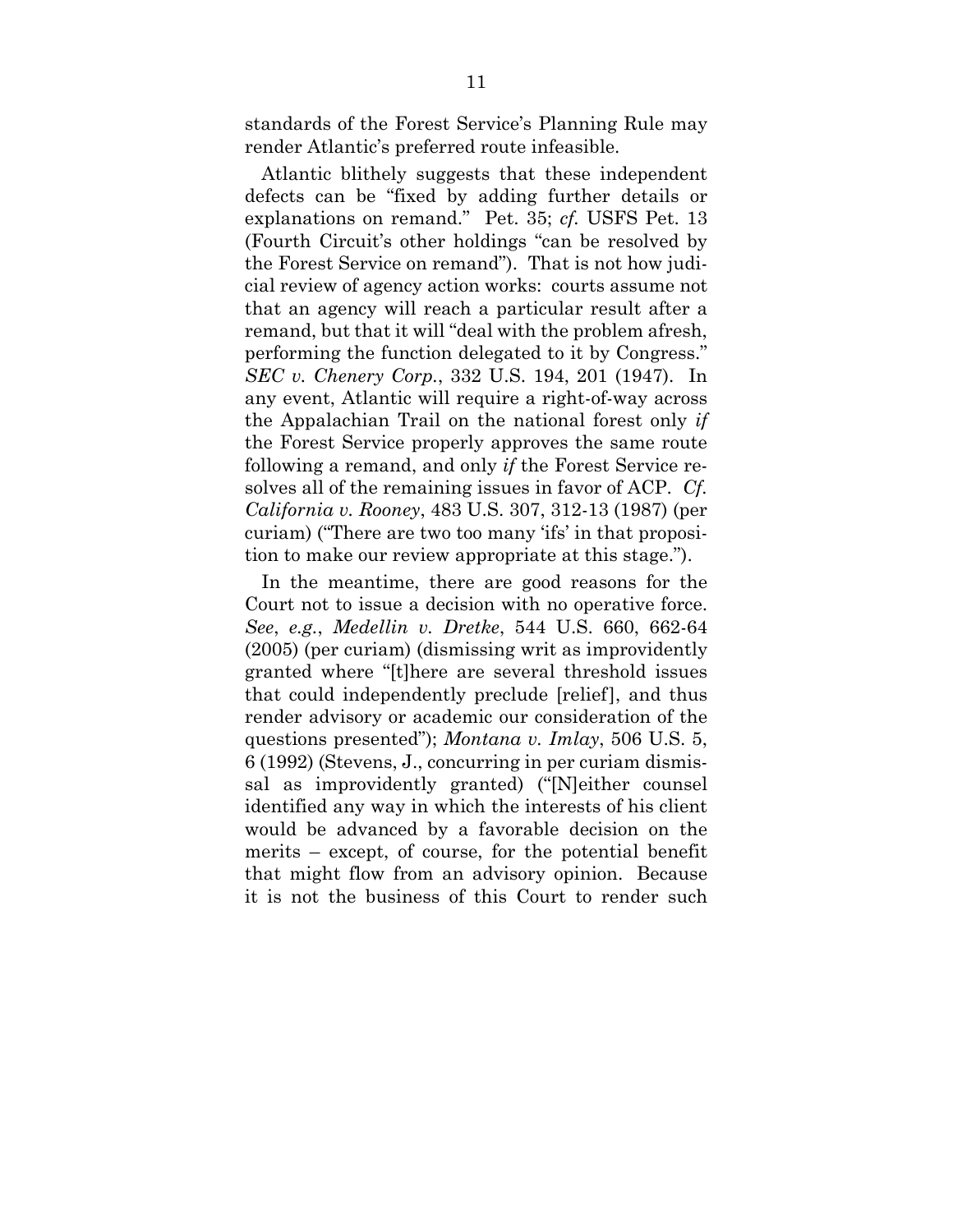standards of the Forest Service's Planning Rule may render Atlantic's preferred route infeasible.

Atlantic blithely suggests that these independent defects can be "fixed by adding further details or explanations on remand." Pet. 35; *cf.* USFS Pet. 13 (Fourth Circuit's other holdings "can be resolved by the Forest Service on remand"). That is not how judicial review of agency action works: courts assume not that an agency will reach a particular result after a remand, but that it will "deal with the problem afresh, performing the function delegated to it by Congress." *SEC v. Chenery Corp.*, 332 U.S. 194, 201 (1947). In any event, Atlantic will require a right-of-way across the Appalachian Trail on the national forest only *if* the Forest Service properly approves the same route following a remand, and only *if* the Forest Service resolves all of the remaining issues in favor of ACP. *Cf. California v. Rooney*, 483 U.S. 307, 312-13 (1987) (per curiam) ("There are two too many 'ifs' in that proposition to make our review appropriate at this stage.").

In the meantime, there are good reasons for the Court not to issue a decision with no operative force. *See*, *e.g.*, *Medellin v. Dretke*, 544 U.S. 660, 662-64 (2005) (per curiam) (dismissing writ as improvidently granted where "[t]here are several threshold issues that could independently preclude [relief], and thus render advisory or academic our consideration of the questions presented"); *Montana v. Imlay*, 506 U.S. 5, 6 (1992) (Stevens, J., concurring in per curiam dismissal as improvidently granted) ("[N]either counsel identified any way in which the interests of his client would be advanced by a favorable decision on the merits – except, of course, for the potential benefit that might flow from an advisory opinion. Because it is not the business of this Court to render such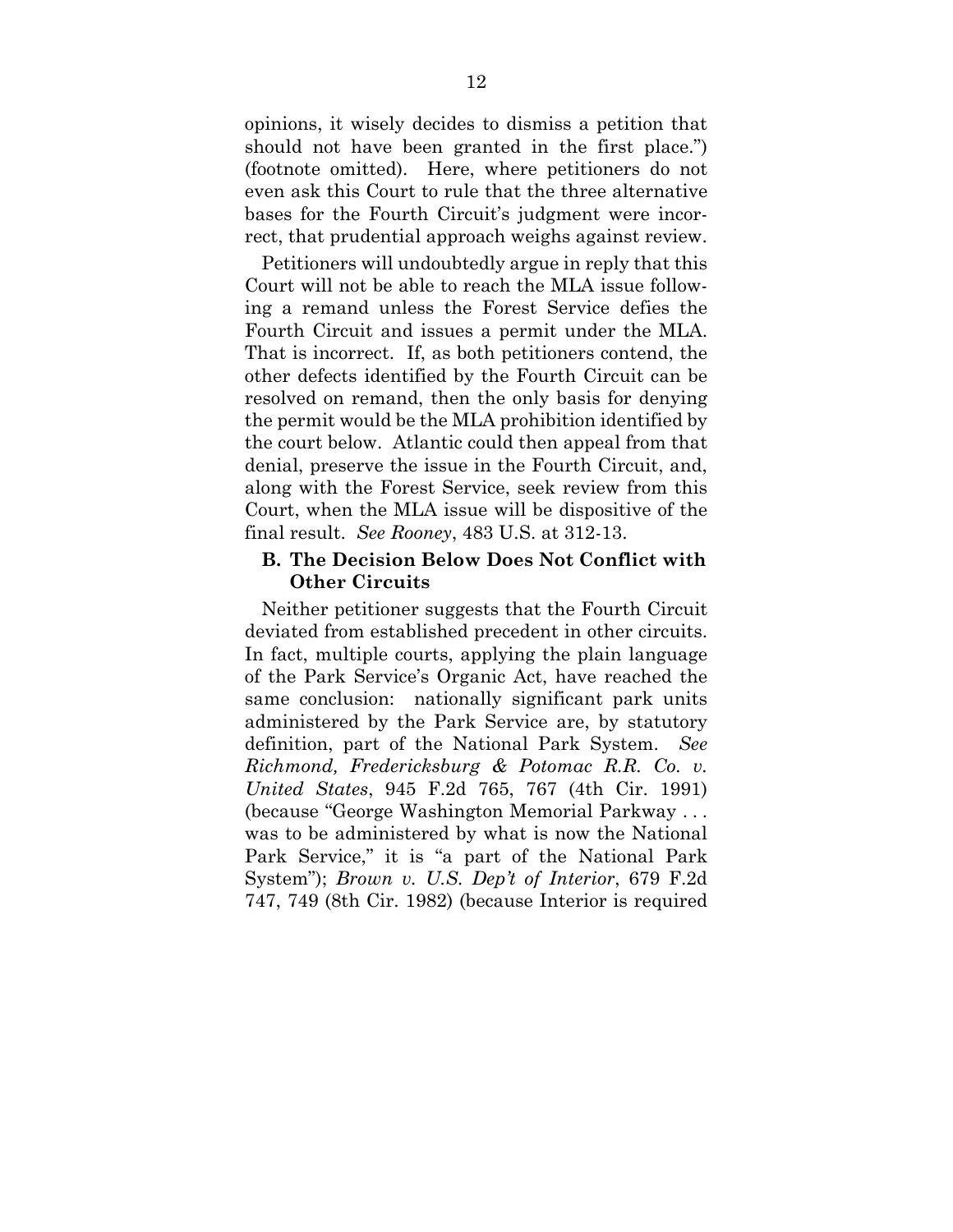opinions, it wisely decides to dismiss a petition that should not have been granted in the first place.") (footnote omitted). Here, where petitioners do not even ask this Court to rule that the three alternative bases for the Fourth Circuit's judgment were incorrect, that prudential approach weighs against review.

Petitioners will undoubtedly argue in reply that this Court will not be able to reach the MLA issue following a remand unless the Forest Service defies the Fourth Circuit and issues a permit under the MLA. That is incorrect. If, as both petitioners contend, the other defects identified by the Fourth Circuit can be resolved on remand, then the only basis for denying the permit would be the MLA prohibition identified by the court below. Atlantic could then appeal from that denial, preserve the issue in the Fourth Circuit, and, along with the Forest Service, seek review from this Court, when the MLA issue will be dispositive of the final result. *See Rooney*, 483 U.S. at 312-13.

### B. The Decision Below Does Not Conflict with Other Circuits

Neither petitioner suggests that the Fourth Circuit deviated from established precedent in other circuits. In fact, multiple courts, applying the plain language of the Park Service's Organic Act, have reached the same conclusion: nationally significant park units administered by the Park Service are, by statutory definition, part of the National Park System. *See Richmond, Fredericksburg & Potomac R.R. Co. v. United States*, 945 F.2d 765, 767 (4th Cir. 1991) (because "George Washington Memorial Parkway . . . was to be administered by what is now the National Park Service," it is "a part of the National Park System"); *Brown v. U.S. Dep't of Interior*, 679 F.2d 747, 749 (8th Cir. 1982) (because Interior is required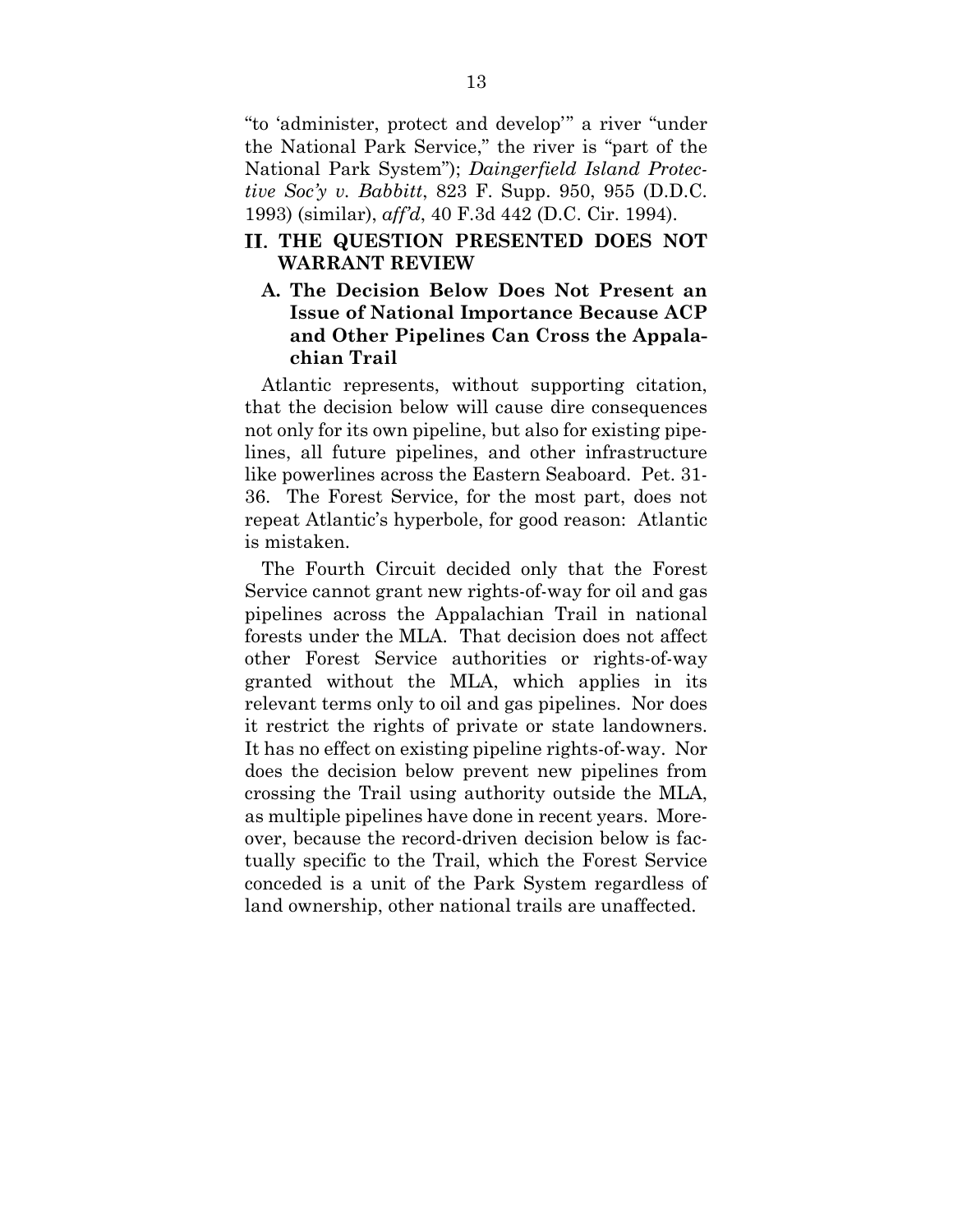"to 'administer, protect and develop'" a river "under the National Park Service," the river is "part of the National Park System"); *Daingerfield Island Protective Soc'y v. Babbitt*, 823 F. Supp. 950, 955 (D.D.C. 1993) (similar), *aff'd*, 40 F.3d 442 (D.C. Cir. 1994).

## II. THE QUESTION PRESENTED DOES NOT WARRANT REVIEW

### A. The Decision Below Does Not Present an Issue of National Importance Because ACP and Other Pipelines Can Cross the Appalachian Trail

Atlantic represents, without supporting citation, that the decision below will cause dire consequences not only for its own pipeline, but also for existing pipelines, all future pipelines, and other infrastructure like powerlines across the Eastern Seaboard. Pet. 31-36. The Forest Service, for the most part, does not repeat Atlantic's hyperbole, for good reason: Atlantic is mistaken.

The Fourth Circuit decided only that the Forest Service cannot grant new rights-of-way for oil and gas pipelines across the Appalachian Trail in national forests under the MLA. That decision does not affect other Forest Service authorities or rights-of-way granted without the MLA, which applies in its relevant terms only to oil and gas pipelines. Nor does it restrict the rights of private or state landowners. It has no effect on existing pipeline rights-of-way. Nor does the decision below prevent new pipelines from crossing the Trail using authority outside the MLA, as multiple pipelines have done in recent years. Moreover, because the record-driven decision below is factually specific to the Trail, which the Forest Service conceded is a unit of the Park System regardless of land ownership, other national trails are unaffected.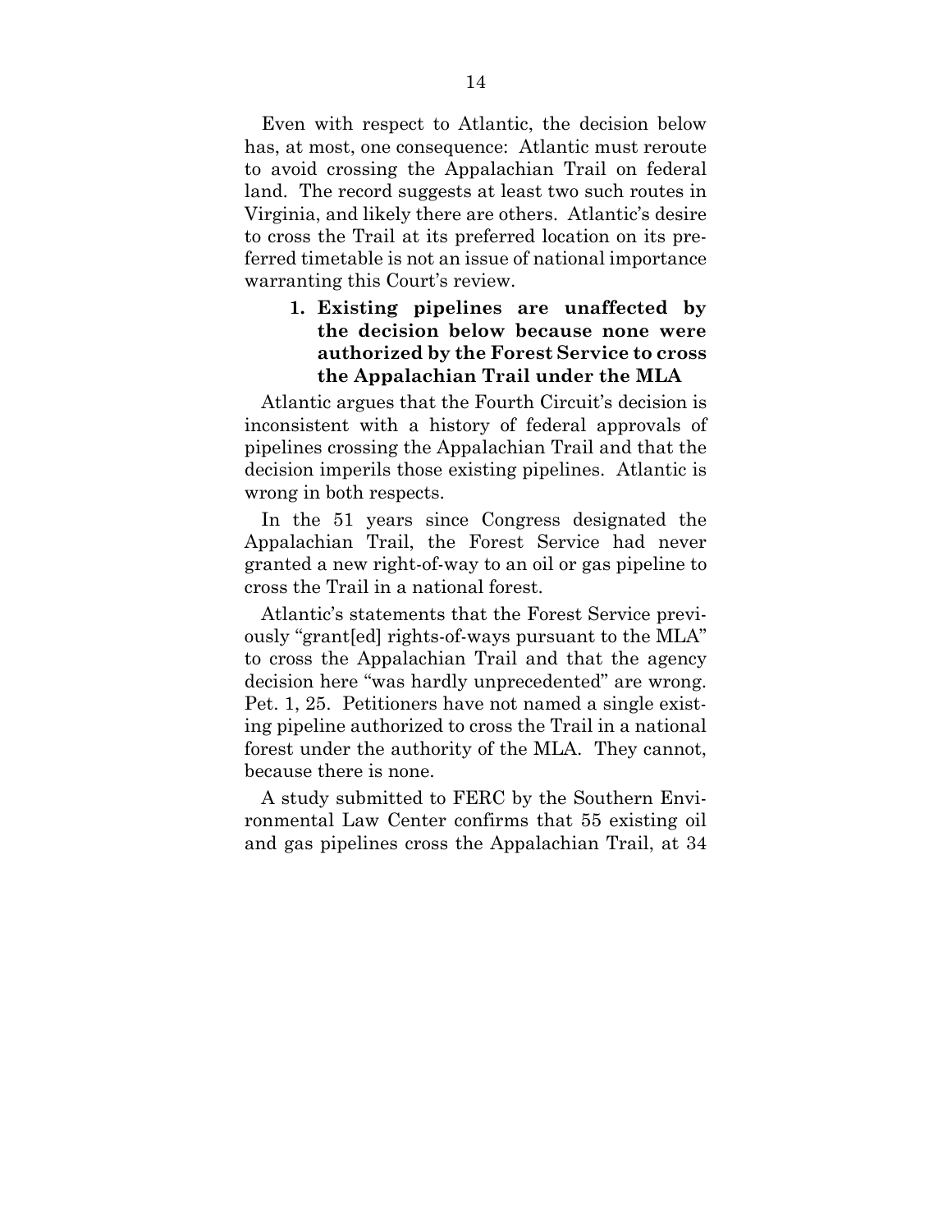Even with respect to Atlantic, the decision below has, at most, one consequence: Atlantic must reroute to avoid crossing the Appalachian Trail on federal land. The record suggests at least two such routes in Virginia, and likely there are others. Atlantic's desire to cross the Trail at its preferred location on its preferred timetable is not an issue of national importance warranting this Court's review.

### 1. Existing pipelines are unaffected by the decision below because none were authorized by the Forest Service to cross the Appalachian Trail under the MLA

Atlantic argues that the Fourth Circuit's decision is inconsistent with a history of federal approvals of pipelines crossing the Appalachian Trail and that the decision imperils those existing pipelines. Atlantic is wrong in both respects.

In the 51 years since Congress designated the Appalachian Trail, the Forest Service had never granted a new right-of-way to an oil or gas pipeline to cross the Trail in a national forest.

Atlantic's statements that the Forest Service previously "grant[ed] rights-of-ways pursuant to the MLA" to cross the Appalachian Trail and that the agency decision here "was hardly unprecedented" are wrong. Pet. 1, 25. Petitioners have not named a single existing pipeline authorized to cross the Trail in a national forest under the authority of the MLA. They cannot, because there is none.

A study submitted to FERC by the Southern Environmental Law Center confirms that 55 existing oil and gas pipelines cross the Appalachian Trail, at 34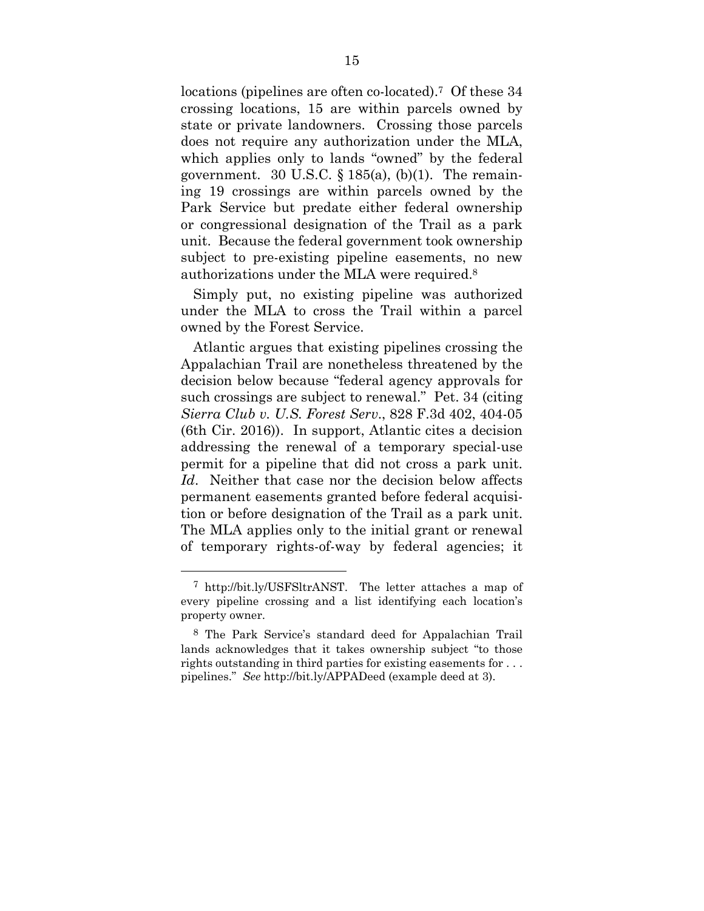locations (pipelines are often co-located).[7] Of these 34 crossing locations, 15 are within parcels owned by state or private landowners. Crossing those parcels does not require any authorization under the MLA, which applies only to lands "owned" by the federal government. 30 U.S.C. § 185(a), (b)(1). The remaining 19 crossings are within parcels owned by the Park Service but predate either federal ownership or congressional designation of the Trail as a park unit. Because the federal government took ownership subject to pre-existing pipeline easements, no new authorizations under the MLA were required.[8]

Simply put, no existing pipeline was authorized under the MLA to cross the Trail within a parcel owned by the Forest Service.

Atlantic argues that existing pipelines crossing the Appalachian Trail are nonetheless threatened by the decision below because "federal agency approvals for such crossings are subject to renewal." Pet. 34 (citing *Sierra Club v. U.S. Forest Serv.*, 828 F.3d 402, 404-05 (6th Cir. 2016)). In support, Atlantic cites a decision addressing the renewal of a temporary special-use permit for a pipeline that did not cross a park unit. *Id*. Neither that case nor the decision below affects permanent easements granted before federal acquisition or before designation of the Trail as a park unit. The MLA applies only to the initial grant or renewal of temporary rights-of-way by federal agencies; it

---

[7] http://bit.ly/USFSltrANST. The letter attaches a map of every pipeline crossing and a list identifying each location's property owner.

[8] The Park Service's standard deed for Appalachian Trail lands acknowledges that it takes ownership subject "to those rights outstanding in third parties for existing easements for . . . pipelines." *See* http://bit.ly/APPADeed (example deed at 3).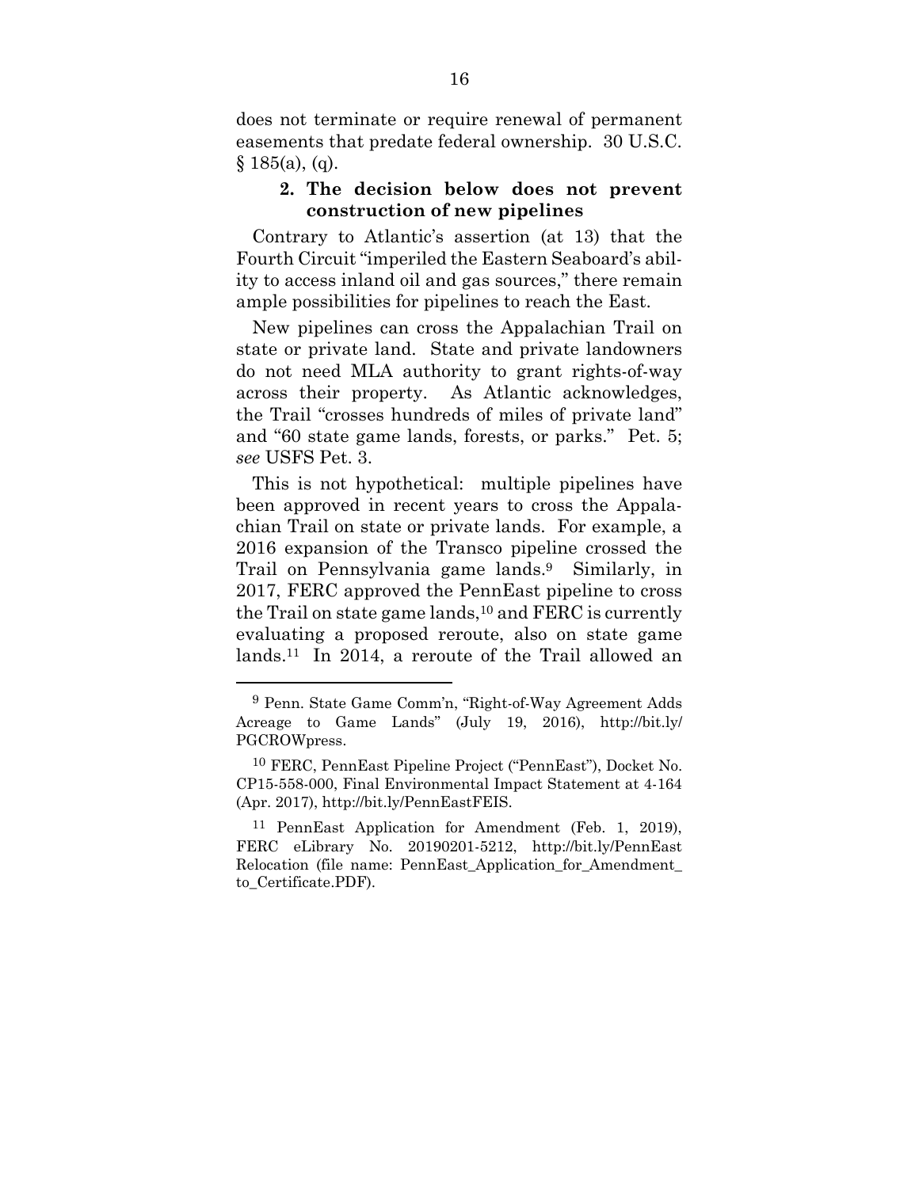does not terminate or require renewal of permanent easements that predate federal ownership. 30 U.S.C. § 185(a), (q).

### 2. The decision below does not prevent construction of new pipelines

Contrary to Atlantic's assertion (at 13) that the Fourth Circuit "imperiled the Eastern Seaboard's ability to access inland oil and gas sources," there remain ample possibilities for pipelines to reach the East.

New pipelines can cross the Appalachian Trail on state or private land. State and private landowners do not need MLA authority to grant rights-of-way across their property. As Atlantic acknowledges, the Trail "crosses hundreds of miles of private land" and "60 state game lands, forests, or parks." Pet. 5; *see* USFS Pet. 3.

This is not hypothetical: multiple pipelines have been approved in recent years to cross the Appalachian Trail on state or private lands. For example, a 2016 expansion of the Transco pipeline crossed the Trail on Pennsylvania game lands.[9] Similarly, in 2017, FERC approved the PennEast pipeline to cross the Trail on state game lands,[10] and FERC is currently evaluating a proposed reroute, also on state game lands.[11] In 2014, a reroute of the Trail allowed an

---

[9] Penn. State Game Comm'n, "Right-of-Way Agreement Adds Acreage to Game Lands" (July 19, 2016), http://bit.ly/PGCROWpress.

[10] FERC, PennEast Pipeline Project ("PennEast"), Docket No. CP15-558-000, Final Environmental Impact Statement at 4-164 (Apr. 2017), http://bit.ly/PennEastFEIS.

[11] PennEast Application for Amendment (Feb. 1, 2019), FERC eLibrary No. 20190201-5212, http://bit.ly/PennEast Relocation (file name: PennEast_Application_for_Amendment_to_Certificate.PDF).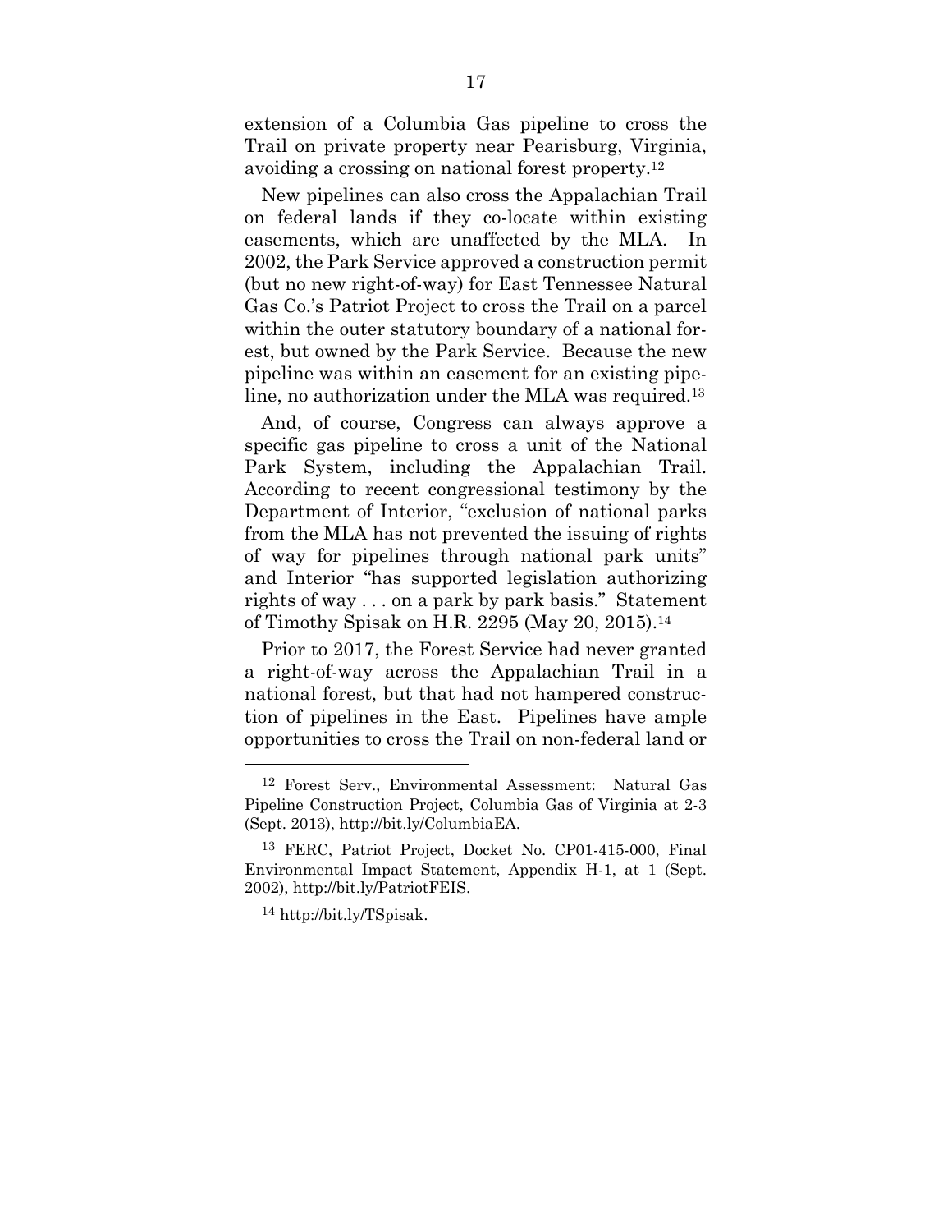extension of a Columbia Gas pipeline to cross the Trail on private property near Pearisburg, Virginia, avoiding a crossing on national forest property.[12]

New pipelines can also cross the Appalachian Trail on federal lands if they co-locate within existing easements, which are unaffected by the MLA. In 2002, the Park Service approved a construction permit (but no new right-of-way) for East Tennessee Natural Gas Co.'s Patriot Project to cross the Trail on a parcel within the outer statutory boundary of a national forest, but owned by the Park Service. Because the new pipeline was within an easement for an existing pipeline, no authorization under the MLA was required.[13]

And, of course, Congress can always approve a specific gas pipeline to cross a unit of the National Park System, including the Appalachian Trail. According to recent congressional testimony by the Department of Interior, "exclusion of national parks from the MLA has not prevented the issuing of rights of way for pipelines through national park units" and Interior "has supported legislation authorizing rights of way . . . on a park by park basis." Statement of Timothy Spisak on H.R. 2295 (May 20, 2015).[14]

Prior to 2017, the Forest Service had never granted a right-of-way across the Appalachian Trail in a national forest, but that had not hampered construction of pipelines in the East. Pipelines have ample opportunities to cross the Trail on non-federal land or

---

[12] Forest Serv., Environmental Assessment: Natural Gas Pipeline Construction Project, Columbia Gas of Virginia at 2-3 (Sept. 2013), http://bit.ly/ColumbiaEA.

[13] FERC, Patriot Project, Docket No. CP01-415-000, Final Environmental Impact Statement, Appendix H-1, at 1 (Sept. 2002), http://bit.ly/PatriotFEIS.

[14] http://bit.ly/TSpisak.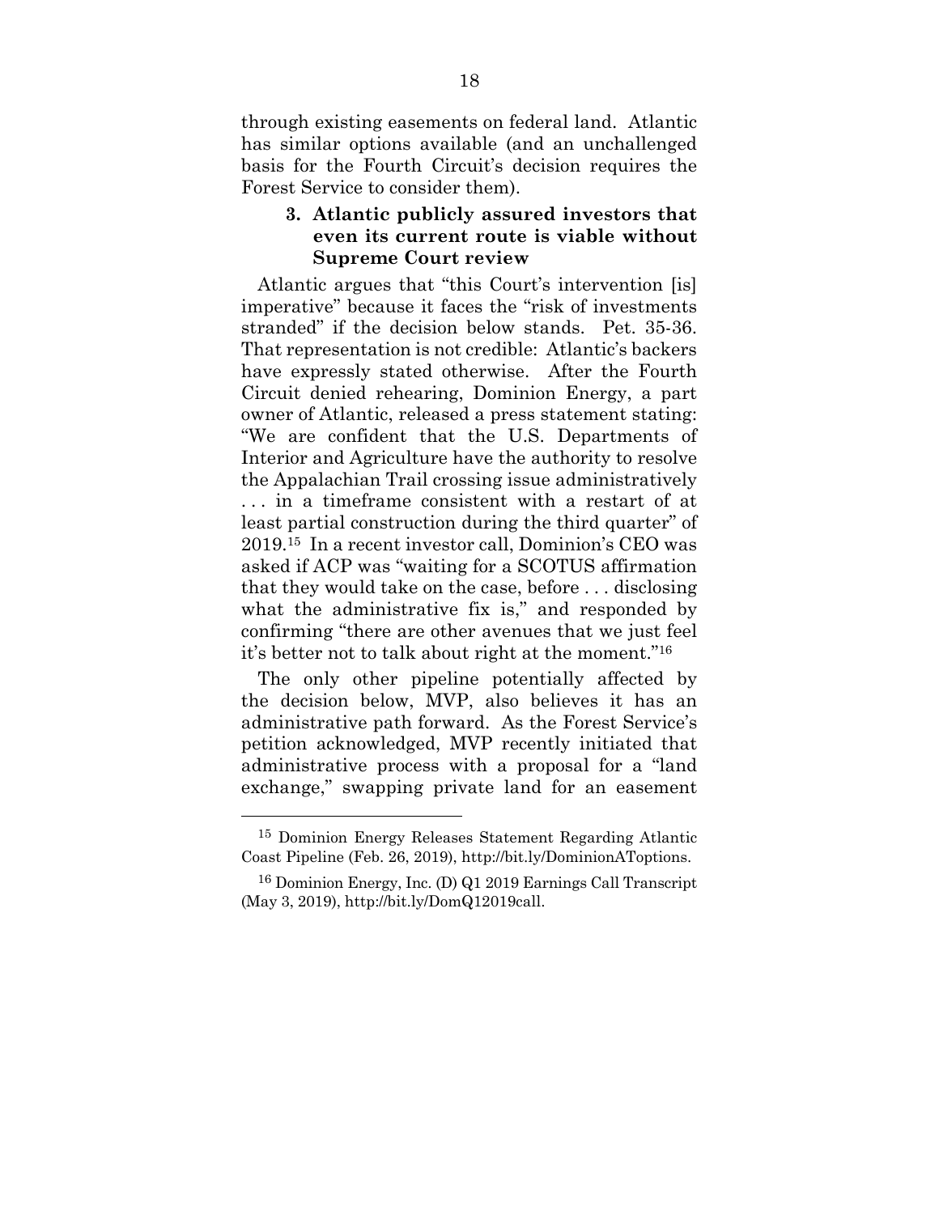through existing easements on federal land. Atlantic has similar options available (and an unchallenged basis for the Fourth Circuit's decision requires the Forest Service to consider them).

### 3. Atlantic publicly assured investors that even its current route is viable without Supreme Court review

Atlantic argues that "this Court's intervention [is] imperative" because it faces the "risk of investments stranded" if the decision below stands. Pet. 35-36. That representation is not credible: Atlantic's backers have expressly stated otherwise. After the Fourth Circuit denied rehearing, Dominion Energy, a part owner of Atlantic, released a press statement stating: "We are confident that the U.S. Departments of Interior and Agriculture have the authority to resolve the Appalachian Trail crossing issue administratively . . . in a timeframe consistent with a restart of at least partial construction during the third quarter" of 2019.[15] In a recent investor call, Dominion's CEO was asked if ACP was "waiting for a SCOTUS affirmation that they would take on the case, before . . . disclosing what the administrative fix is," and responded by confirming "there are other avenues that we just feel it's better not to talk about right at the moment."[16]

The only other pipeline potentially affected by the decision below, MVP, also believes it has an administrative path forward. As the Forest Service's petition acknowledged, MVP recently initiated that administrative process with a proposal for a "land exchange," swapping private land for an easement

---

[15] Dominion Energy Releases Statement Regarding Atlantic Coast Pipeline (Feb. 26, 2019), http://bit.ly/DominionAToptions.

[16] Dominion Energy, Inc. (D) Q1 2019 Earnings Call Transcript (May 3, 2019), http://bit.ly/DomQ12019call.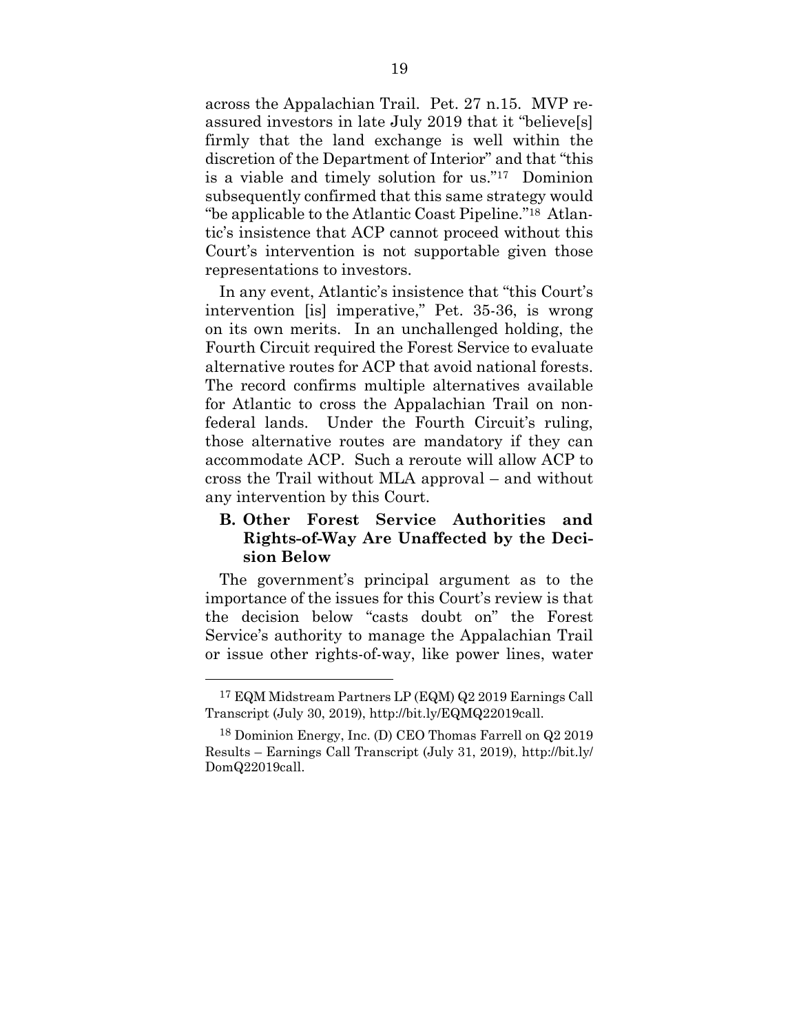across the Appalachian Trail. Pet. 27 n.15. MVP reassured investors in late July 2019 that it "believe[s] firmly that the land exchange is well within the discretion of the Department of Interior" and that "this is a viable and timely solution for us."[17] Dominion subsequently confirmed that this same strategy would "be applicable to the Atlantic Coast Pipeline."[18] Atlantic's insistence that ACP cannot proceed without this Court's intervention is not supportable given those representations to investors.

In any event, Atlantic's insistence that "this Court's intervention [is] imperative," Pet. 35-36, is wrong on its own merits. In an unchallenged holding, the Fourth Circuit required the Forest Service to evaluate alternative routes for ACP that avoid national forests. The record confirms multiple alternatives available for Atlantic to cross the Appalachian Trail on non-federal lands. Under the Fourth Circuit's ruling, those alternative routes are mandatory if they can accommodate ACP. Such a reroute will allow ACP to cross the Trail without MLA approval – and without any intervention by this Court.

### B. Other Forest Service Authorities and Rights-of-Way Are Unaffected by the Decision Below

The government's principal argument as to the importance of the issues for this Court's review is that the decision below "casts doubt on" the Forest Service's authority to manage the Appalachian Trail or issue other rights-of-way, like power lines, water

---

[17] EQM Midstream Partners LP (EQM) Q2 2019 Earnings Call Transcript (July 30, 2019), http://bit.ly/EQMQ22019call.

[18] Dominion Energy, Inc. (D) CEO Thomas Farrell on Q2 2019 Results – Earnings Call Transcript (July 31, 2019), http://bit.ly/DomQ22019call.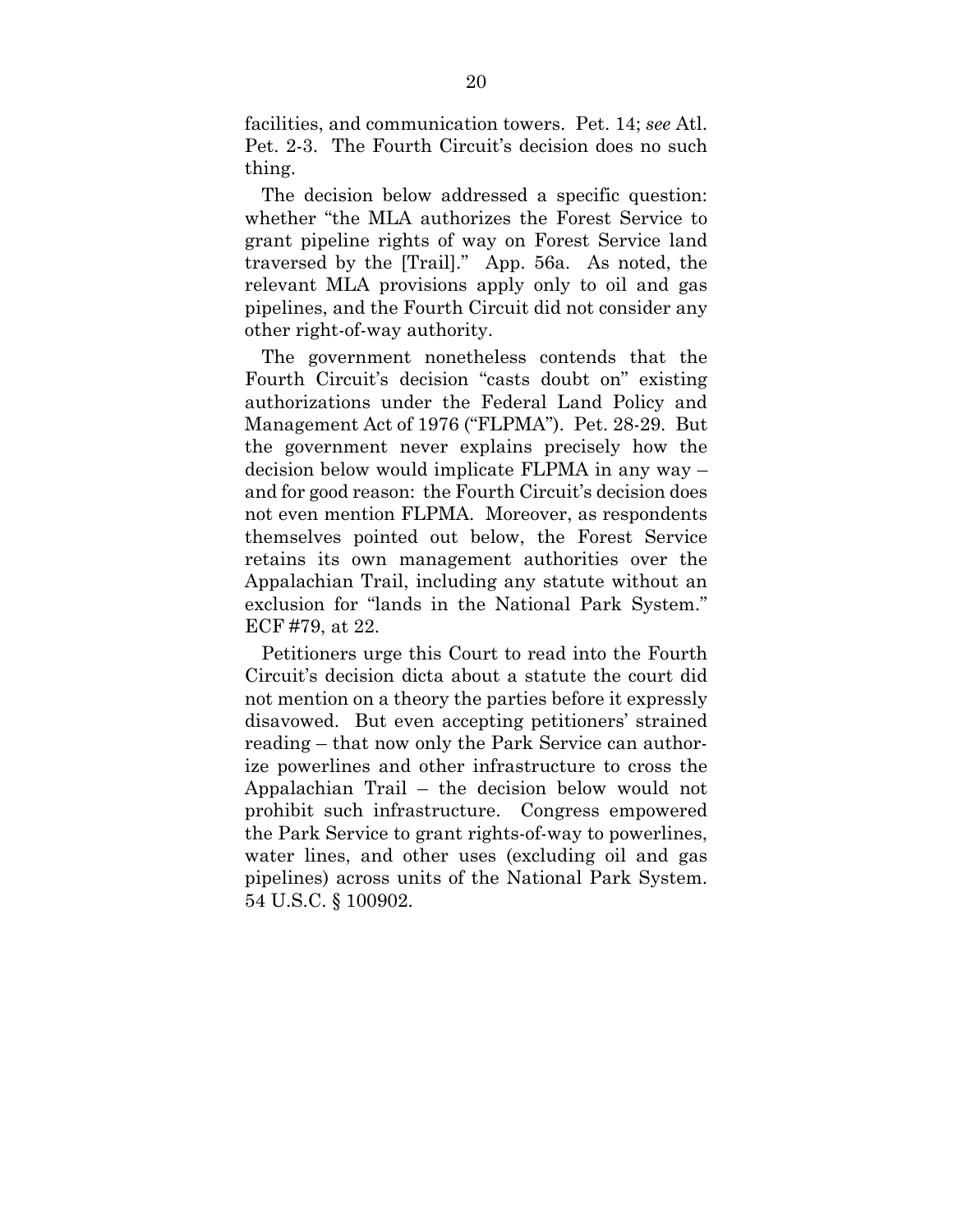facilities, and communication towers. Pet. 14; *see* Atl. Pet. 2-3. The Fourth Circuit's decision does no such thing.

The decision below addressed a specific question: whether "the MLA authorizes the Forest Service to grant pipeline rights of way on Forest Service land traversed by the [Trail]." App. 56a. As noted, the relevant MLA provisions apply only to oil and gas pipelines, and the Fourth Circuit did not consider any other right-of-way authority.

The government nonetheless contends that the Fourth Circuit's decision "casts doubt on" existing authorizations under the Federal Land Policy and Management Act of 1976 ("FLPMA"). Pet. 28-29. But the government never explains precisely how the decision below would implicate FLPMA in any way – and for good reason: the Fourth Circuit's decision does not even mention FLPMA. Moreover, as respondents themselves pointed out below, the Forest Service retains its own management authorities over the Appalachian Trail, including any statute without an exclusion for "lands in the National Park System." ECF #79, at 22.

Petitioners urge this Court to read into the Fourth Circuit's decision dicta about a statute the court did not mention on a theory the parties before it expressly disavowed. But even accepting petitioners' strained reading – that now only the Park Service can authorize powerlines and other infrastructure to cross the Appalachian Trail – the decision below would not prohibit such infrastructure. Congress empowered the Park Service to grant rights-of-way to powerlines, water lines, and other uses (excluding oil and gas pipelines) across units of the National Park System. 54 U.S.C. § 100902.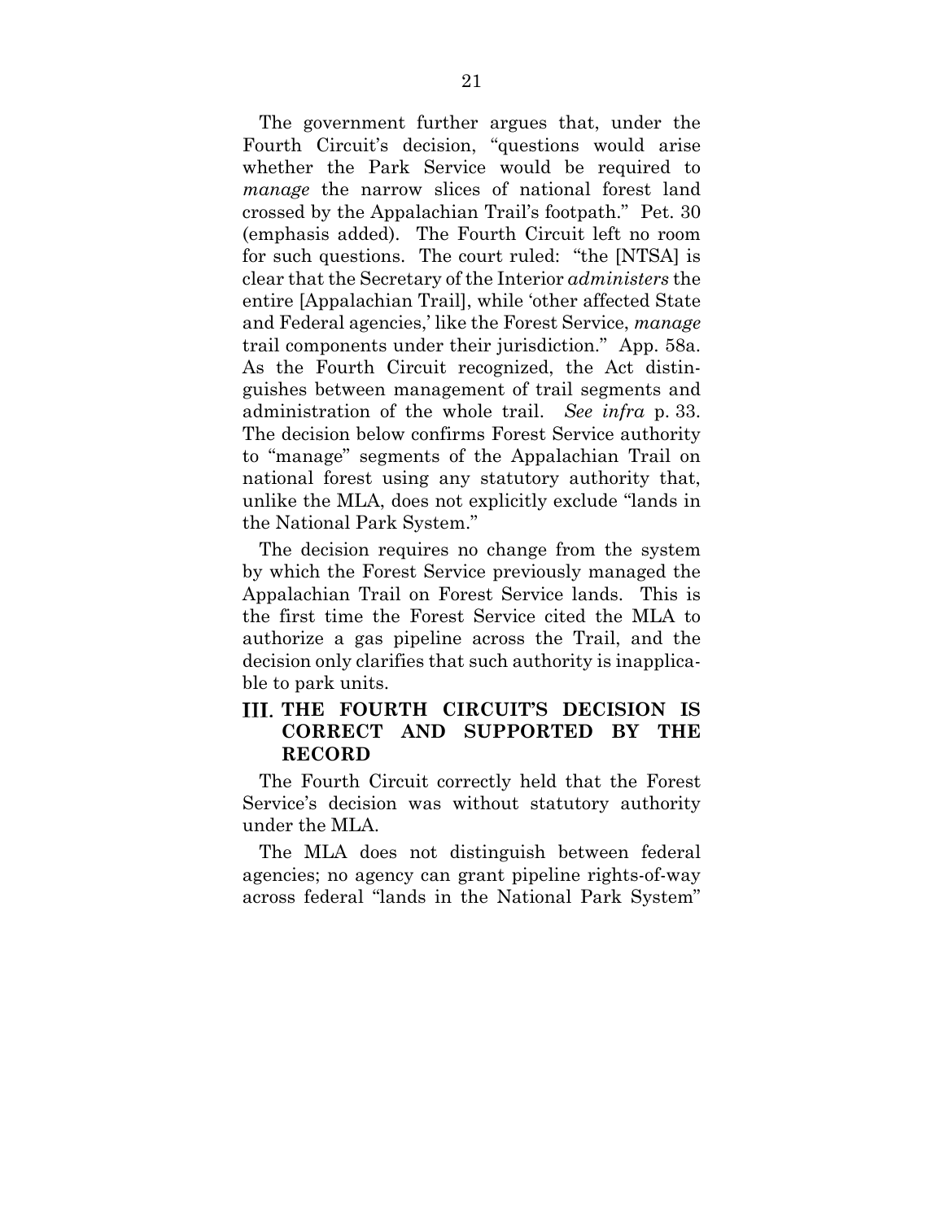The government further argues that, under the Fourth Circuit's decision, "questions would arise whether the Park Service would be required to *manage* the narrow slices of national forest land crossed by the Appalachian Trail's footpath." Pet. 30 (emphasis added). The Fourth Circuit left no room for such questions. The court ruled: "the [NTSA] is clear that the Secretary of the Interior *administers* the entire [Appalachian Trail], while 'other affected State and Federal agencies,' like the Forest Service, *manage* trail components under their jurisdiction." App. 58a. As the Fourth Circuit recognized, the Act distinguishes between management of trail segments and administration of the whole trail. *See infra* p. 33. The decision below confirms Forest Service authority to "manage" segments of the Appalachian Trail on national forest using any statutory authority that, unlike the MLA, does not explicitly exclude "lands in the National Park System."

The decision requires no change from the system by which the Forest Service previously managed the Appalachian Trail on Forest Service lands. This is the first time the Forest Service cited the MLA to authorize a gas pipeline across the Trail, and the decision only clarifies that such authority is inapplicable to park units.

## III. THE FOURTH CIRCUIT'S DECISION IS CORRECT AND SUPPORTED BY THE RECORD

The Fourth Circuit correctly held that the Forest Service's decision was without statutory authority under the MLA.

The MLA does not distinguish between federal agencies; no agency can grant pipeline rights-of-way across federal "lands in the National Park System"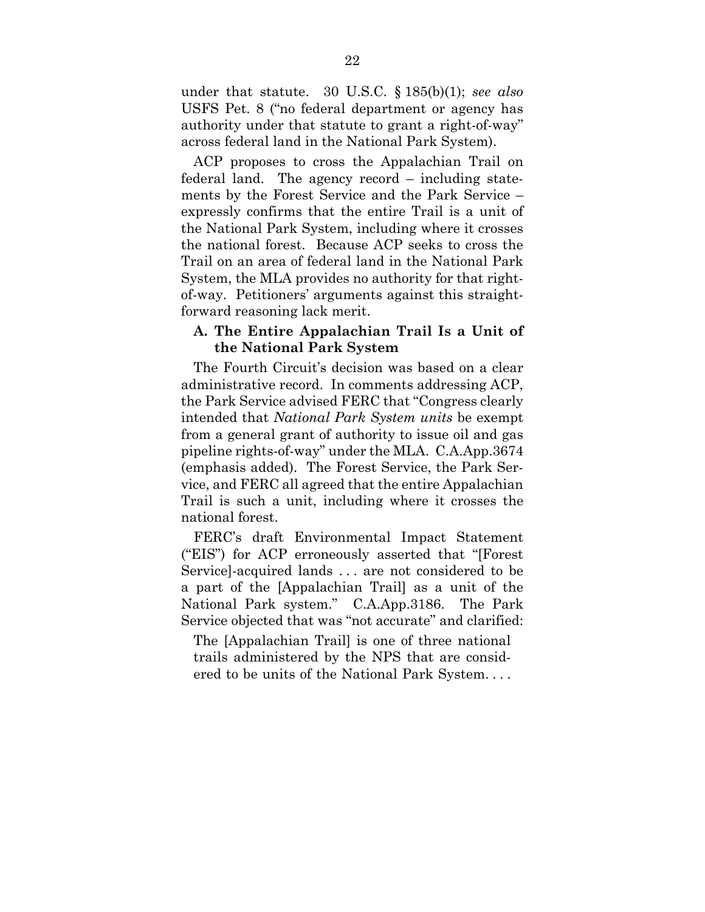under that statute. 30 U.S.C. § 185(b)(1); *see also* USFS Pet. 8 ("no federal department or agency has authority under that statute to grant a right-of-way" across federal land in the National Park System).

ACP proposes to cross the Appalachian Trail on federal land. The agency record – including statements by the Forest Service and the Park Service – expressly confirms that the entire Trail is a unit of the National Park System, including where it crosses the national forest. Because ACP seeks to cross the Trail on an area of federal land in the National Park System, the MLA provides no authority for that right-of-way. Petitioners' arguments against this straightforward reasoning lack merit.

### A. The Entire Appalachian Trail Is a Unit of the National Park System

The Fourth Circuit's decision was based on a clear administrative record. In comments addressing ACP, the Park Service advised FERC that "Congress clearly intended that *National Park System units* be exempt from a general grant of authority to issue oil and gas pipeline rights-of-way" under the MLA. C.A.App.3674 (emphasis added). The Forest Service, the Park Service, and FERC all agreed that the entire Appalachian Trail is such a unit, including where it crosses the national forest.

FERC's draft Environmental Impact Statement ("EIS") for ACP erroneously asserted that "[Forest Service]-acquired lands . . . are not considered to be a part of the [Appalachian Trail] as a unit of the National Park system." C.A.App.3186. The Park Service objected that was "not accurate" and clarified:

> The [Appalachian Trail] is one of three national trails administered by the NPS that are considered to be units of the National Park System. . . .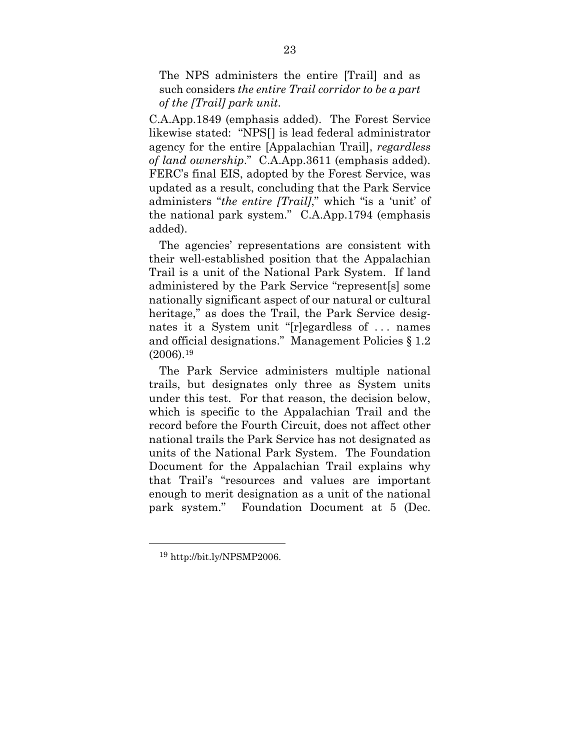> The NPS administers the entire [Trail] and as such considers *the entire Trail corridor to be a part of the [Trail] park unit*.

C.A.App.1849 (emphasis added). The Forest Service likewise stated: "NPS[] is lead federal administrator agency for the entire [Appalachian Trail], *regardless of land ownership*." C.A.App.3611 (emphasis added). FERC's final EIS, adopted by the Forest Service, was updated as a result, concluding that the Park Service administers "*the entire [Trail]*," which "is a 'unit' of the national park system." C.A.App.1794 (emphasis added).

The agencies' representations are consistent with their well-established position that the Appalachian Trail is a unit of the National Park System. If land administered by the Park Service "represent[s] some nationally significant aspect of our natural or cultural heritage," as does the Trail, the Park Service designates it a System unit "[r]egardless of . . . names and official designations." Management Policies § 1.2 (2006).[19]

The Park Service administers multiple national trails, but designates only three as System units under this test. For that reason, the decision below, which is specific to the Appalachian Trail and the record before the Fourth Circuit, does not affect other national trails the Park Service has not designated as units of the National Park System. The Foundation Document for the Appalachian Trail explains why that Trail's "resources and values are important enough to merit designation as a unit of the national park system." Foundation Document at 5 (Dec.

---

[19] http://bit.ly/NPSMP2006.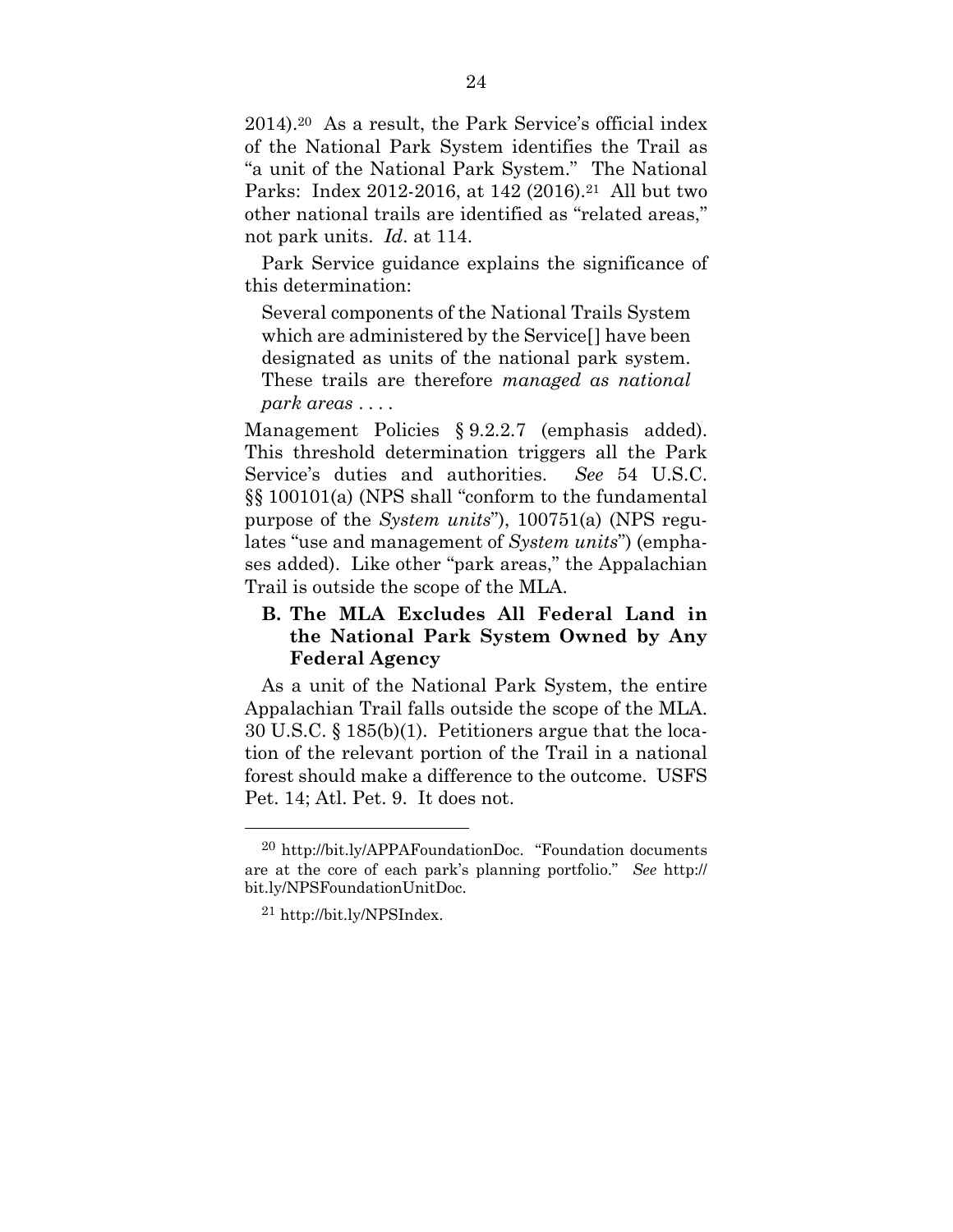2014).[20] As a result, the Park Service's official index of the National Park System identifies the Trail as "a unit of the National Park System." The National Parks: Index 2012-2016, at 142 (2016).[21] All but two other national trails are identified as "related areas," not park units. *Id*. at 114.

Park Service guidance explains the significance of this determination:

> Several components of the National Trails System which are administered by the Service[] have been designated as units of the national park system. These trails are therefore *managed as national park areas* . . . .

Management Policies § 9.2.2.7 (emphasis added). This threshold determination triggers all the Park Service's duties and authorities. *See* 54 U.S.C. §§ 100101(a) (NPS shall "conform to the fundamental purpose of the *System units*"), 100751(a) (NPS regulates "use and management of *System units*") (emphases added). Like other "park areas," the Appalachian Trail is outside the scope of the MLA.

### B. The MLA Excludes All Federal Land in the National Park System Owned by Any Federal Agency

As a unit of the National Park System, the entire Appalachian Trail falls outside the scope of the MLA. 30 U.S.C. § 185(b)(1). Petitioners argue that the location of the relevant portion of the Trail in a national forest should make a difference to the outcome. USFS Pet. 14; Atl. Pet. 9. It does not.

---

[20] http://bit.ly/APPAFoundationDoc. "Foundation documents are at the core of each park's planning portfolio." *See* http://bit.ly/NPSFoundationUnitDoc.

[21] http://bit.ly/NPSIndex.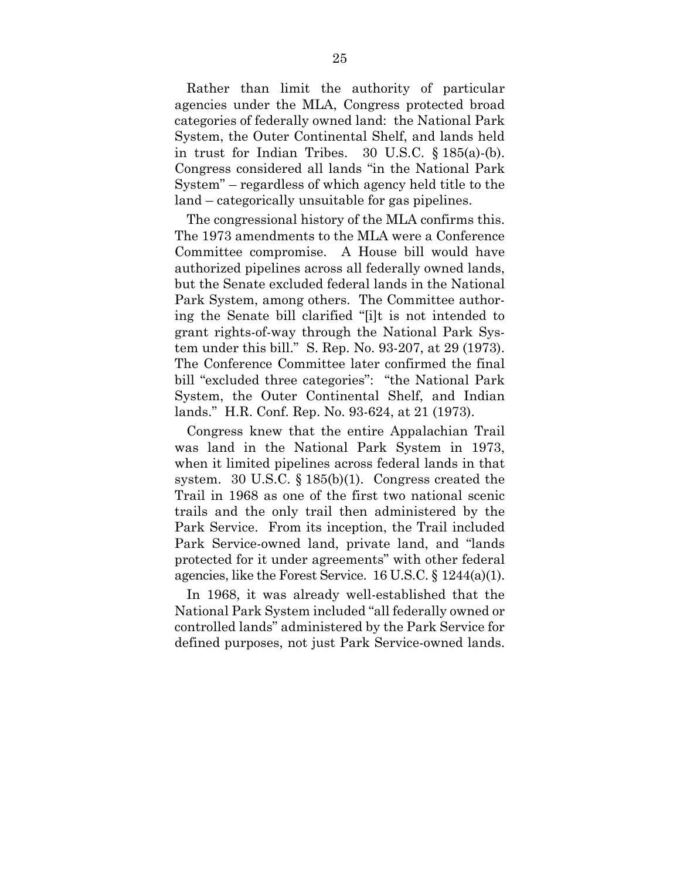Rather than limit the authority of particular agencies under the MLA, Congress protected broad categories of federally owned land: the National Park System, the Outer Continental Shelf, and lands held in trust for Indian Tribes. 30 U.S.C. § 185(a)-(b). Congress considered all lands "in the National Park System" – regardless of which agency held title to the land – categorically unsuitable for gas pipelines.

The congressional history of the MLA confirms this. The 1973 amendments to the MLA were a Conference Committee compromise. A House bill would have authorized pipelines across all federally owned lands, but the Senate excluded federal lands in the National Park System, among others. The Committee authoring the Senate bill clarified "[i]t is not intended to grant rights-of-way through the National Park System under this bill." S. Rep. No. 93-207, at 29 (1973). The Conference Committee later confirmed the final bill "excluded three categories": "the National Park System, the Outer Continental Shelf, and Indian lands." H.R. Conf. Rep. No. 93-624, at 21 (1973).

Congress knew that the entire Appalachian Trail was land in the National Park System in 1973, when it limited pipelines across federal lands in that system. 30 U.S.C. § 185(b)(1). Congress created the Trail in 1968 as one of the first two national scenic trails and the only trail then administered by the Park Service. From its inception, the Trail included Park Service-owned land, private land, and "lands protected for it under agreements" with other federal agencies, like the Forest Service. 16 U.S.C. § 1244(a)(1).

In 1968, it was already well-established that the National Park System included "all federally owned or controlled lands" administered by the Park Service for defined purposes, not just Park Service-owned lands.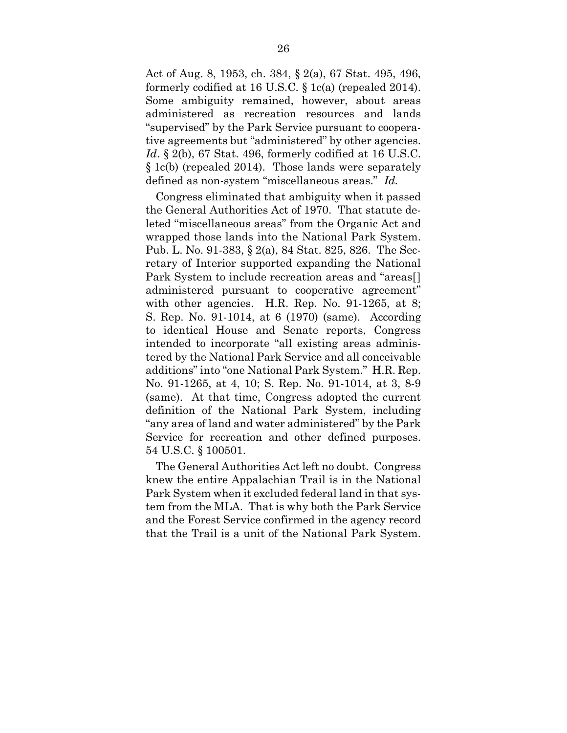Act of Aug. 8, 1953, ch. 384, § 2(a), 67 Stat. 495, 496, formerly codified at 16 U.S.C. § 1c(a) (repealed 2014). Some ambiguity remained, however, about areas administered as recreation resources and lands "supervised" by the Park Service pursuant to cooperative agreements but "administered" by other agencies. *Id*. § 2(b), 67 Stat. 496, formerly codified at 16 U.S.C. § 1c(b) (repealed 2014). Those lands were separately defined as non-system "miscellaneous areas." *Id.*

Congress eliminated that ambiguity when it passed the General Authorities Act of 1970. That statute deleted "miscellaneous areas" from the Organic Act and wrapped those lands into the National Park System. Pub. L. No. 91-383, § 2(a), 84 Stat. 825, 826. The Secretary of Interior supported expanding the National Park System to include recreation areas and "areas[] administered pursuant to cooperative agreement" with other agencies. H.R. Rep. No. 91-1265, at 8; S. Rep. No. 91-1014, at 6 (1970) (same). According to identical House and Senate reports, Congress intended to incorporate "all existing areas administered by the National Park Service and all conceivable additions" into "one National Park System." H.R. Rep. No. 91-1265, at 4, 10; S. Rep. No. 91-1014, at 3, 8-9 (same). At that time, Congress adopted the current definition of the National Park System, including "any area of land and water administered" by the Park Service for recreation and other defined purposes. 54 U.S.C. § 100501.

The General Authorities Act left no doubt. Congress knew the entire Appalachian Trail is in the National Park System when it excluded federal land in that system from the MLA. That is why both the Park Service and the Forest Service confirmed in the agency record that the Trail is a unit of the National Park System.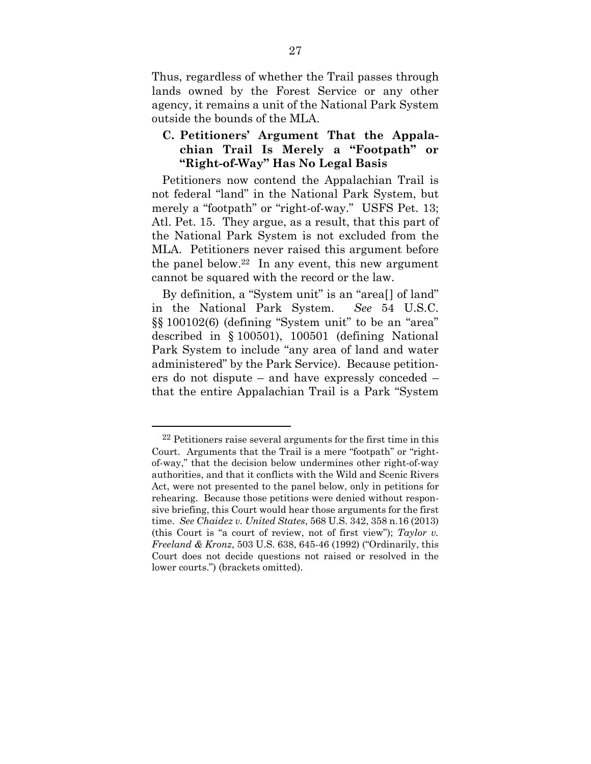Thus, regardless of whether the Trail passes through lands owned by the Forest Service or any other agency, it remains a unit of the National Park System outside the bounds of the MLA.

### C. Petitioners' Argument That the Appalachian Trail Is Merely a "Footpath" or "Right-of-Way" Has No Legal Basis

Petitioners now contend the Appalachian Trail is not federal "land" in the National Park System, but merely a "footpath" or "right-of-way." USFS Pet. 13; Atl. Pet. 15. They argue, as a result, that this part of the National Park System is not excluded from the MLA. Petitioners never raised this argument before the panel below.[22] In any event, this new argument cannot be squared with the record or the law.

By definition, a "System unit" is an "area[] of land" in the National Park System. *See* 54 U.S.C. §§ 100102(6) (defining "System unit" to be an "area" described in § 100501), 100501 (defining National Park System to include "any area of land and water administered" by the Park Service). Because petitioners do not dispute – and have expressly conceded – that the entire Appalachian Trail is a Park "System

---

[22] Petitioners raise several arguments for the first time in this Court. Arguments that the Trail is a mere "footpath" or "right-of-way," that the decision below undermines other right-of-way authorities, and that it conflicts with the Wild and Scenic Rivers Act, were not presented to the panel below, only in petitions for rehearing. Because those petitions were denied without responsive briefing, this Court would hear those arguments for the first time. *See Chaidez v. United States*, 568 U.S. 342, 358 n.16 (2013) (this Court is "a court of review, not of first view"); *Taylor v. Freeland & Kronz*, 503 U.S. 638, 645-46 (1992) ("Ordinarily, this Court does not decide questions not raised or resolved in the lower courts.") (brackets omitted).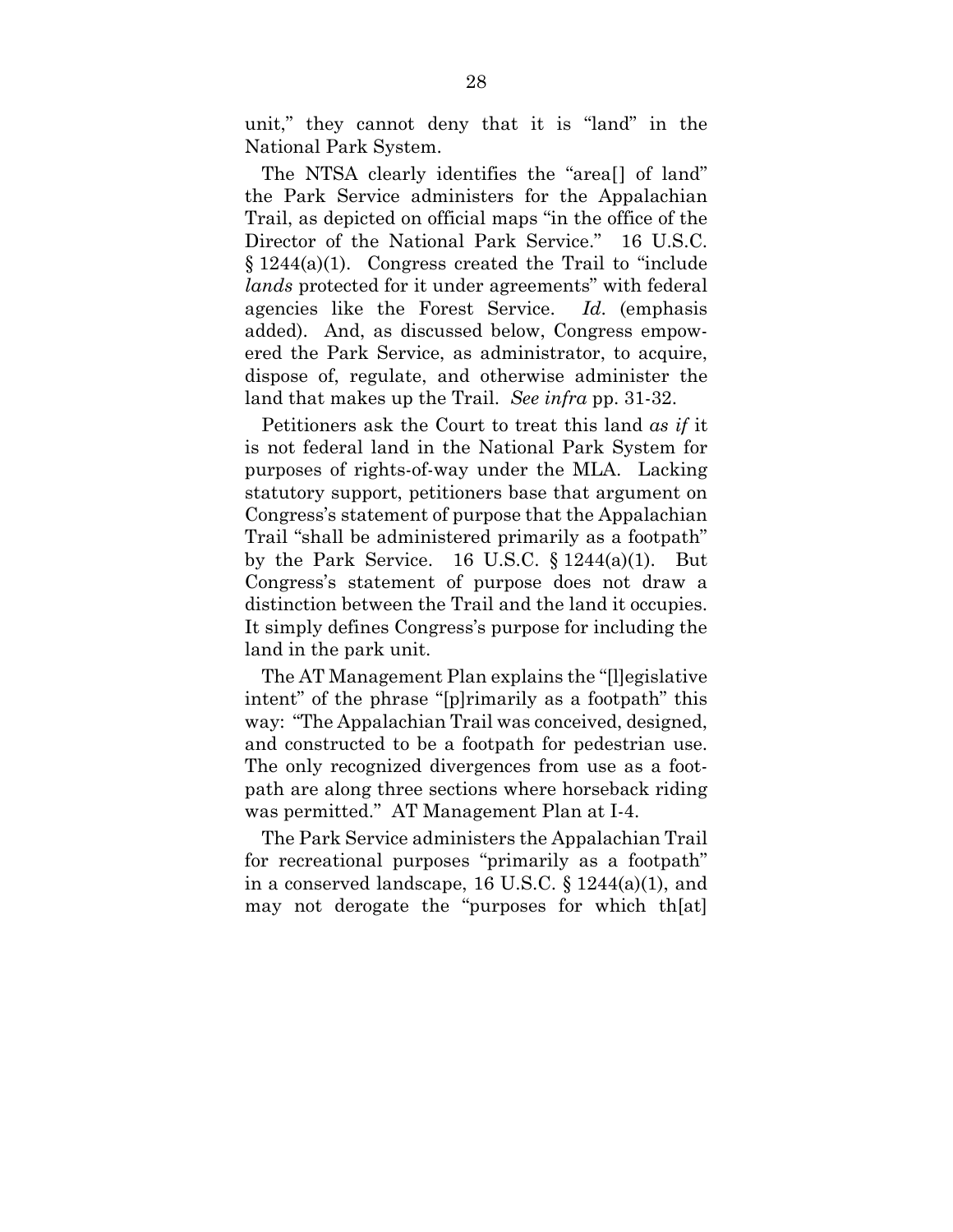unit," they cannot deny that it is "land" in the National Park System.

The NTSA clearly identifies the "area[] of land" the Park Service administers for the Appalachian Trail, as depicted on official maps "in the office of the Director of the National Park Service." 16 U.S.C. § 1244(a)(1). Congress created the Trail to "include *lands* protected for it under agreements" with federal agencies like the Forest Service. *Id*. (emphasis added). And, as discussed below, Congress empowered the Park Service, as administrator, to acquire, dispose of, regulate, and otherwise administer the land that makes up the Trail. *See infra* pp. 31-32.

Petitioners ask the Court to treat this land *as if* it is not federal land in the National Park System for purposes of rights-of-way under the MLA. Lacking statutory support, petitioners base that argument on Congress's statement of purpose that the Appalachian Trail "shall be administered primarily as a footpath" by the Park Service. 16 U.S.C. § 1244(a)(1). But Congress's statement of purpose does not draw a distinction between the Trail and the land it occupies. It simply defines Congress's purpose for including the land in the park unit.

The AT Management Plan explains the "[l]egislative intent" of the phrase "[p]rimarily as a footpath" this way: "The Appalachian Trail was conceived, designed, and constructed to be a footpath for pedestrian use. The only recognized divergences from use as a footpath are along three sections where horseback riding was permitted." AT Management Plan at I-4.

The Park Service administers the Appalachian Trail for recreational purposes "primarily as a footpath" in a conserved landscape, 16 U.S.C. § 1244(a)(1), and may not derogate the "purposes for which th[at]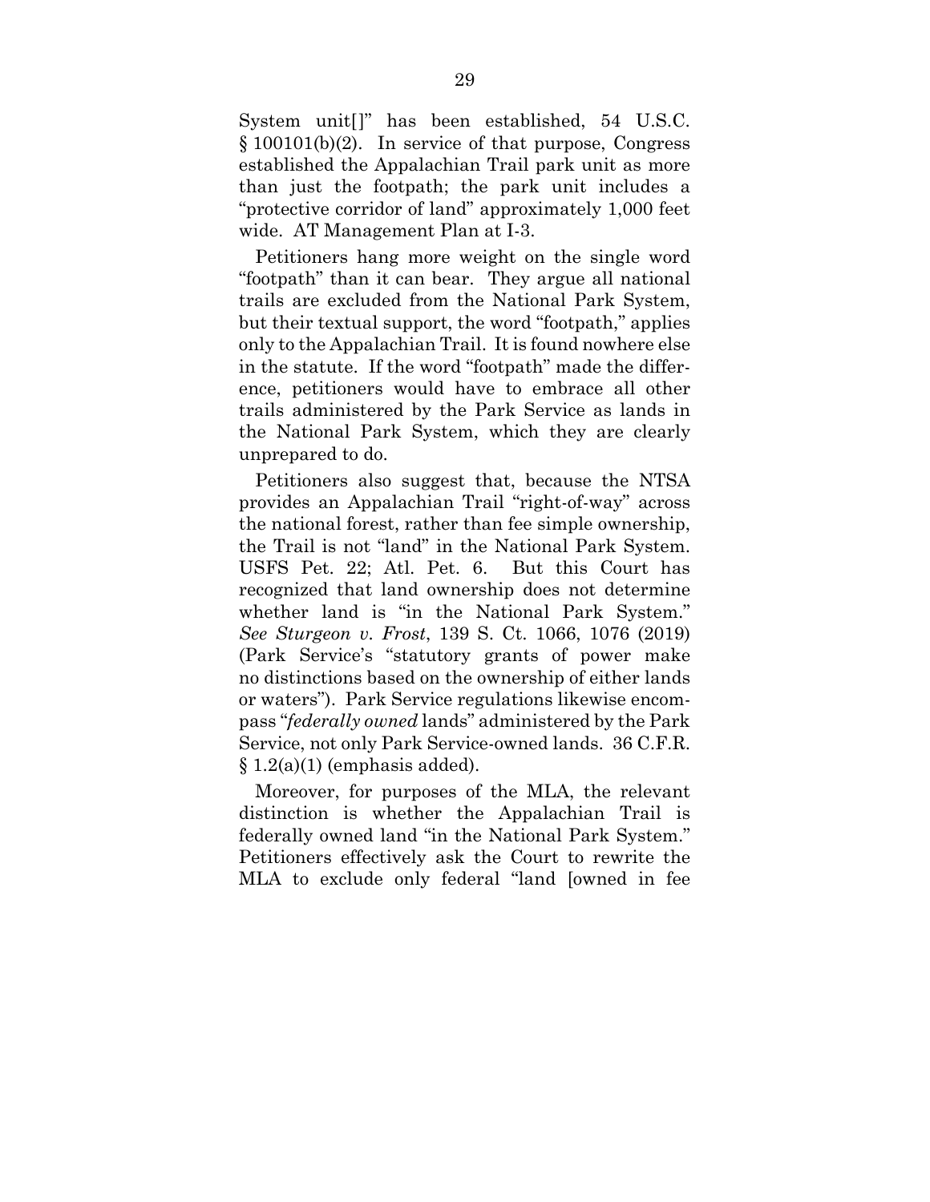System unit[]" has been established, 54 U.S.C. § 100101(b)(2). In service of that purpose, Congress established the Appalachian Trail park unit as more than just the footpath; the park unit includes a "protective corridor of land" approximately 1,000 feet wide. AT Management Plan at I-3.

Petitioners hang more weight on the single word "footpath" than it can bear. They argue all national trails are excluded from the National Park System, but their textual support, the word "footpath," applies only to the Appalachian Trail. It is found nowhere else in the statute. If the word "footpath" made the difference, petitioners would have to embrace all other trails administered by the Park Service as lands in the National Park System, which they are clearly unprepared to do.

Petitioners also suggest that, because the NTSA provides an Appalachian Trail "right-of-way" across the national forest, rather than fee simple ownership, the Trail is not "land" in the National Park System. USFS Pet. 22; Atl. Pet. 6. But this Court has recognized that land ownership does not determine whether land is "in the National Park System." *See Sturgeon v. Frost*, 139 S. Ct. 1066, 1076 (2019) (Park Service's "statutory grants of power make no distinctions based on the ownership of either lands or waters"). Park Service regulations likewise encompass "*federally owned* lands" administered by the Park Service, not only Park Service-owned lands. 36 C.F.R. § 1.2(a)(1) (emphasis added).

Moreover, for purposes of the MLA, the relevant distinction is whether the Appalachian Trail is federally owned land "in the National Park System." Petitioners effectively ask the Court to rewrite the MLA to exclude only federal "land [owned in fee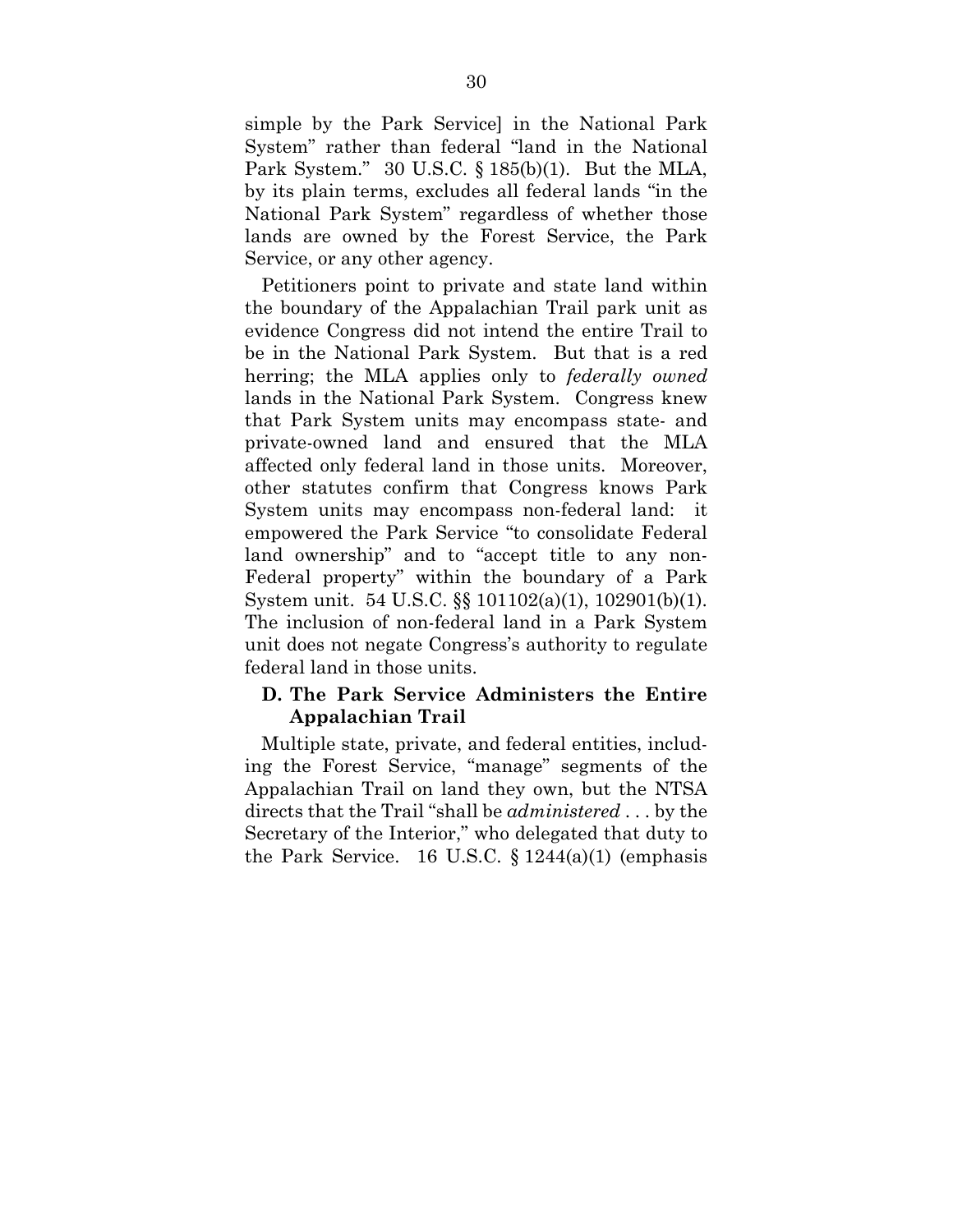simple by the Park Service] in the National Park System" rather than federal "land in the National Park System." 30 U.S.C. § 185(b)(1). But the MLA, by its plain terms, excludes all federal lands "in the National Park System" regardless of whether those lands are owned by the Forest Service, the Park Service, or any other agency.

Petitioners point to private and state land within the boundary of the Appalachian Trail park unit as evidence Congress did not intend the entire Trail to be in the National Park System. But that is a red herring; the MLA applies only to *federally owned* lands in the National Park System. Congress knew that Park System units may encompass state- and private-owned land and ensured that the MLA affected only federal land in those units. Moreover, other statutes confirm that Congress knows Park System units may encompass non-federal land: it empowered the Park Service "to consolidate Federal land ownership" and to "accept title to any non-Federal property" within the boundary of a Park System unit. 54 U.S.C. §§ 101102(a)(1), 102901(b)(1). The inclusion of non-federal land in a Park System unit does not negate Congress's authority to regulate federal land in those units.

### D. The Park Service Administers the Entire Appalachian Trail

Multiple state, private, and federal entities, including the Forest Service, "manage" segments of the Appalachian Trail on land they own, but the NTSA directs that the Trail "shall be *administered* . . . by the Secretary of the Interior," who delegated that duty to the Park Service. 16 U.S.C. § 1244(a)(1) (emphasis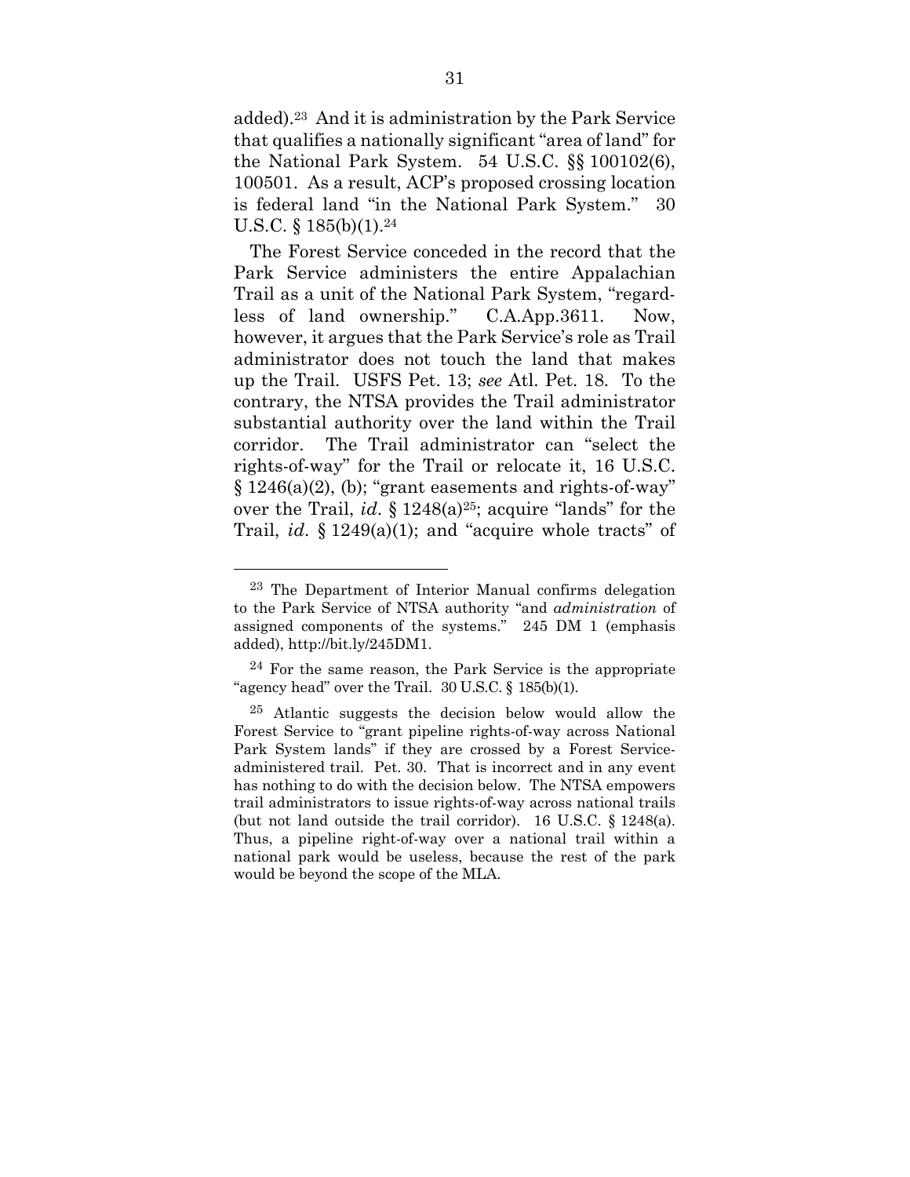added).[23] And it is administration by the Park Service that qualifies a nationally significant "area of land" for the National Park System. 54 U.S.C. §§ 100102(6), 100501. As a result, ACP's proposed crossing location is federal land "in the National Park System." 30 U.S.C. § 185(b)(1).[24]

The Forest Service conceded in the record that the Park Service administers the entire Appalachian Trail as a unit of the National Park System, "regardless of land ownership." C.A.App.3611. Now, however, it argues that the Park Service's role as Trail administrator does not touch the land that makes up the Trail. USFS Pet. 13; *see* Atl. Pet. 18. To the contrary, the NTSA provides the Trail administrator substantial authority over the land within the Trail corridor. The Trail administrator can "select the rights-of-way" for the Trail or relocate it, 16 U.S.C. § 1246(a)(2), (b); "grant easements and rights-of-way" over the Trail, *id*. § 1248(a)[25]; acquire "lands" for the Trail, *id*. § 1249(a)(1); and "acquire whole tracts" of

---

[23] The Department of Interior Manual confirms delegation to the Park Service of NTSA authority "and *administration* of assigned components of the systems." 245 DM 1 (emphasis added), http://bit.ly/245DM1.

[24] For the same reason, the Park Service is the appropriate "agency head" over the Trail. 30 U.S.C. § 185(b)(1).

[25] Atlantic suggests the decision below would allow the Forest Service to "grant pipeline rights-of-way across National Park System lands" if they are crossed by a Forest Service-administered trail. Pet. 30. That is incorrect and in any event has nothing to do with the decision below. The NTSA empowers trail administrators to issue rights-of-way across national trails (but not land outside the trail corridor). 16 U.S.C. § 1248(a). Thus, a pipeline right-of-way over a national trail within a national park would be useless, because the rest of the park would be beyond the scope of the MLA.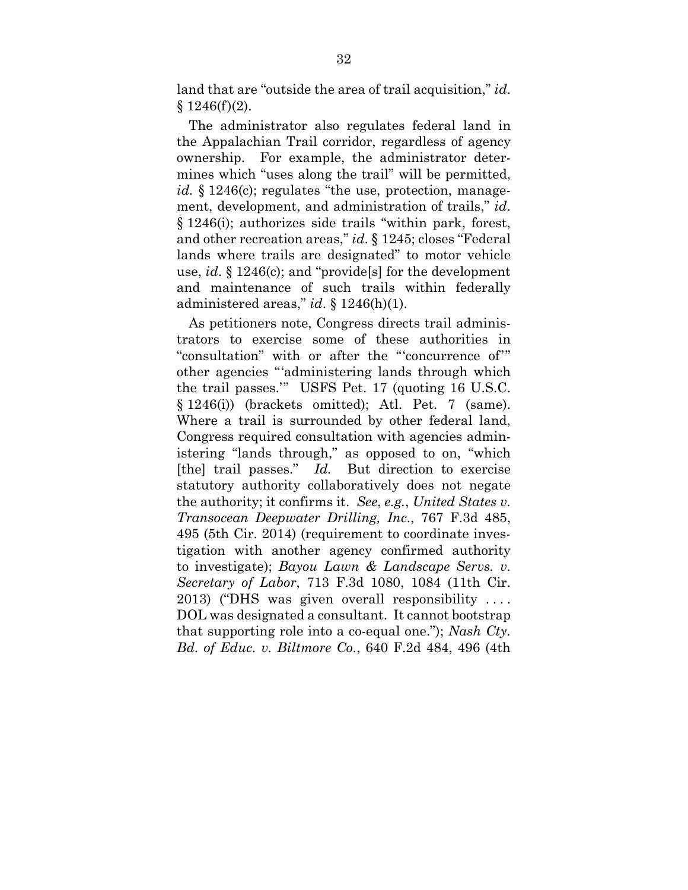land that are "outside the area of trail acquisition," *id*. § 1246(f)(2).

The administrator also regulates federal land in the Appalachian Trail corridor, regardless of agency ownership. For example, the administrator determines which "uses along the trail" will be permitted, *id.* § 1246(c); regulates "the use, protection, management, development, and administration of trails," *id*. § 1246(i); authorizes side trails "within park, forest, and other recreation areas," *id*. § 1245; closes "Federal lands where trails are designated" to motor vehicle use, *id*. § 1246(c); and "provide[s] for the development and maintenance of such trails within federally administered areas," *id*. § 1246(h)(1).

As petitioners note, Congress directs trail administrators to exercise some of these authorities in "consultation" with or after the "'concurrence of'" other agencies "'administering lands through which the trail passes.'" USFS Pet. 17 (quoting 16 U.S.C. § 1246(i)) (brackets omitted); Atl. Pet. 7 (same). Where a trail is surrounded by other federal land, Congress required consultation with agencies administering "lands through," as opposed to on, "which [the] trail passes." *Id.* But direction to exercise statutory authority collaboratively does not negate the authority; it confirms it. *See*, *e.g.*, *United States v. Transocean Deepwater Drilling, Inc.*, 767 F.3d 485, 495 (5th Cir. 2014) (requirement to coordinate investigation with another agency confirmed authority to investigate); *Bayou Lawn & Landscape Servs. v. Secretary of Labor*, 713 F.3d 1080, 1084 (11th Cir. 2013) ("DHS was given overall responsibility . . . . DOL was designated a consultant. It cannot bootstrap that supporting role into a co-equal one."); *Nash Cty. Bd. of Educ. v. Biltmore Co.*, 640 F.2d 484, 496 (4th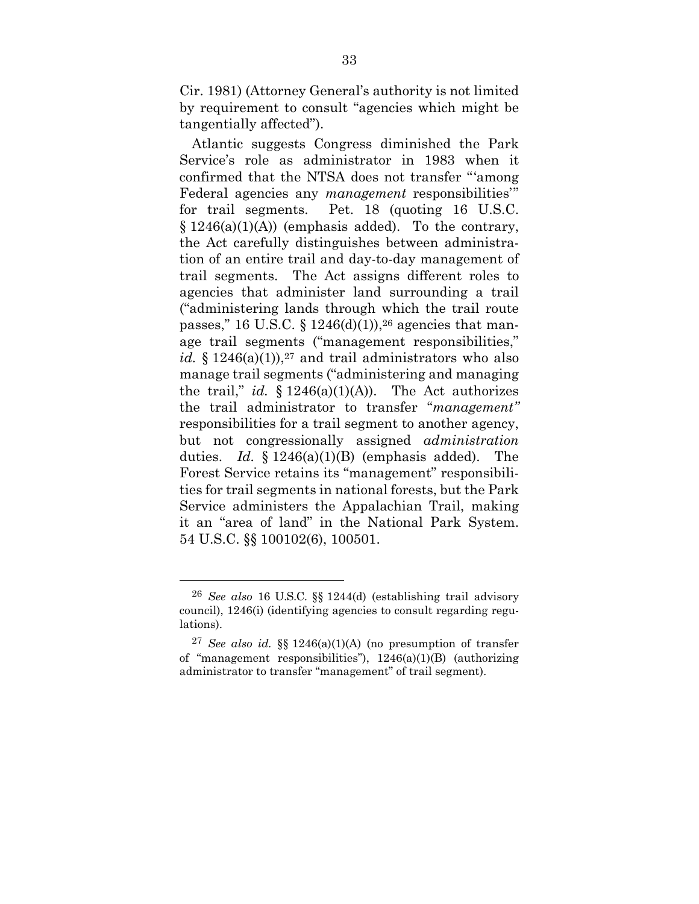Cir. 1981) (Attorney General's authority is not limited by requirement to consult "agencies which might be tangentially affected").

Atlantic suggests Congress diminished the Park Service's role as administrator in 1983 when it confirmed that the NTSA does not transfer "'among Federal agencies any *management* responsibilities'" for trail segments. Pet. 18 (quoting 16 U.S.C. § 1246(a)(1)(A)) (emphasis added). To the contrary, the Act carefully distinguishes between administration of an entire trail and day-to-day management of trail segments. The Act assigns different roles to agencies that administer land surrounding a trail ("administering lands through which the trail route passes," 16 U.S.C. § 1246(d)(1)),[26] agencies that manage trail segments ("management responsibilities," *id.* § 1246(a)(1)),[27] and trail administrators who also manage trail segments ("administering and managing the trail," *id.* § 1246(a)(1)(A)). The Act authorizes the trail administrator to transfer "*management"* responsibilities for a trail segment to another agency, but not congressionally assigned *administration* duties. *Id.* § 1246(a)(1)(B) (emphasis added). The Forest Service retains its "management" responsibilities for trail segments in national forests, but the Park Service administers the Appalachian Trail, making it an "area of land" in the National Park System. 54 U.S.C. §§ 100102(6), 100501.

---

[26] *See also* 16 U.S.C. §§ 1244(d) (establishing trail advisory council), 1246(i) (identifying agencies to consult regarding regulations).

[27] *See also id.* §§ 1246(a)(1)(A) (no presumption of transfer of "management responsibilities"), 1246(a)(1)(B) (authorizing administrator to transfer "management" of trail segment).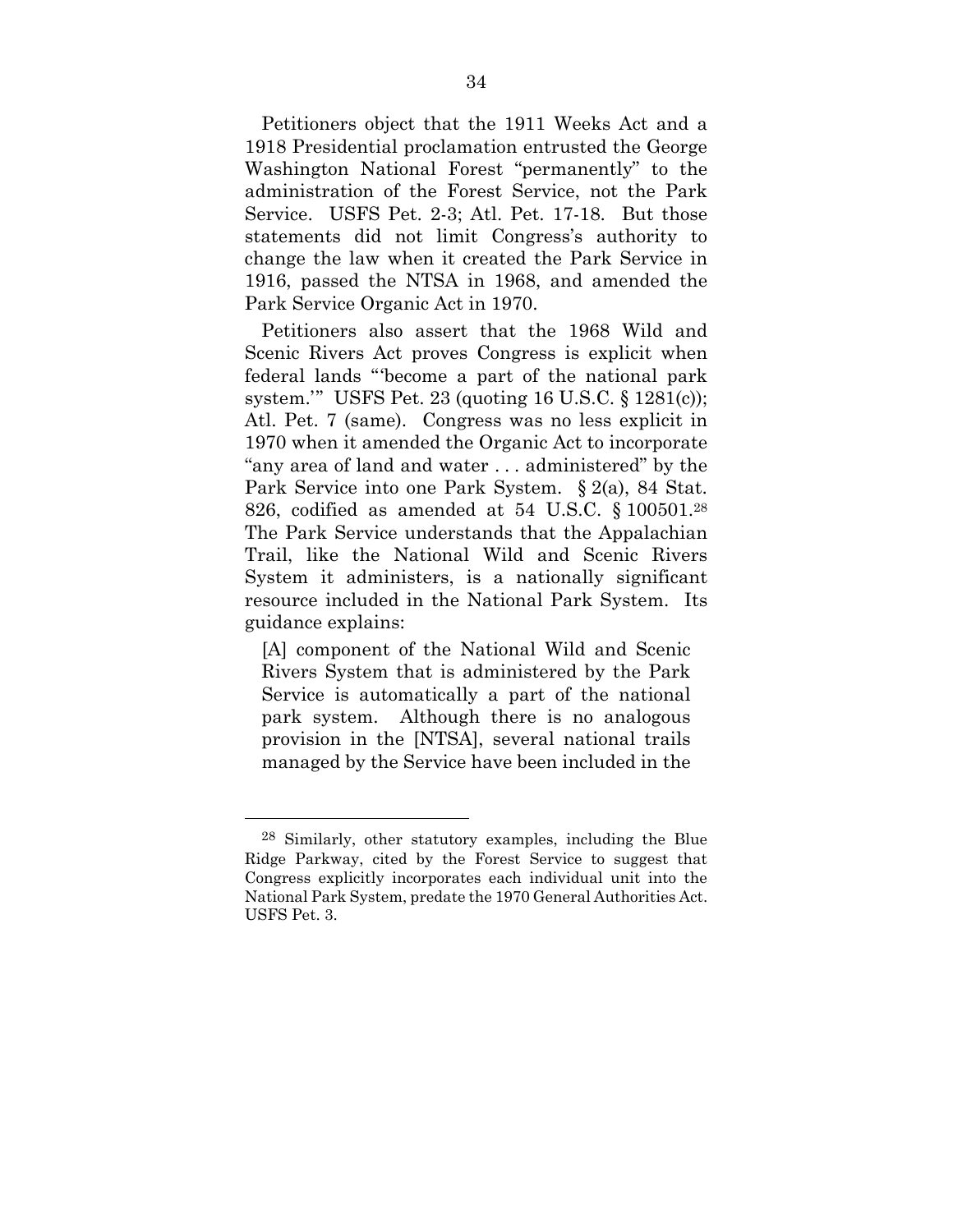Petitioners object that the 1911 Weeks Act and a 1918 Presidential proclamation entrusted the George Washington National Forest "permanently" to the administration of the Forest Service, not the Park Service. USFS Pet. 2-3; Atl. Pet. 17-18. But those statements did not limit Congress's authority to change the law when it created the Park Service in 1916, passed the NTSA in 1968, and amended the Park Service Organic Act in 1970.

Petitioners also assert that the 1968 Wild and Scenic Rivers Act proves Congress is explicit when federal lands "'become a part of the national park system.'" USFS Pet. 23 (quoting 16 U.S.C. § 1281(c)); Atl. Pet. 7 (same). Congress was no less explicit in 1970 when it amended the Organic Act to incorporate "any area of land and water . . . administered" by the Park Service into one Park System. § 2(a), 84 Stat. 826, codified as amended at 54 U.S.C. § 100501.[28] The Park Service understands that the Appalachian Trail, like the National Wild and Scenic Rivers System it administers, is a nationally significant resource included in the National Park System. Its guidance explains:

> [A] component of the National Wild and Scenic Rivers System that is administered by the Park Service is automatically a part of the national park system. Although there is no analogous provision in the [NTSA], several national trails managed by the Service have been included in the

---

[28] Similarly, other statutory examples, including the Blue Ridge Parkway, cited by the Forest Service to suggest that Congress explicitly incorporates each individual unit into the National Park System, predate the 1970 General Authorities Act. USFS Pet. 3.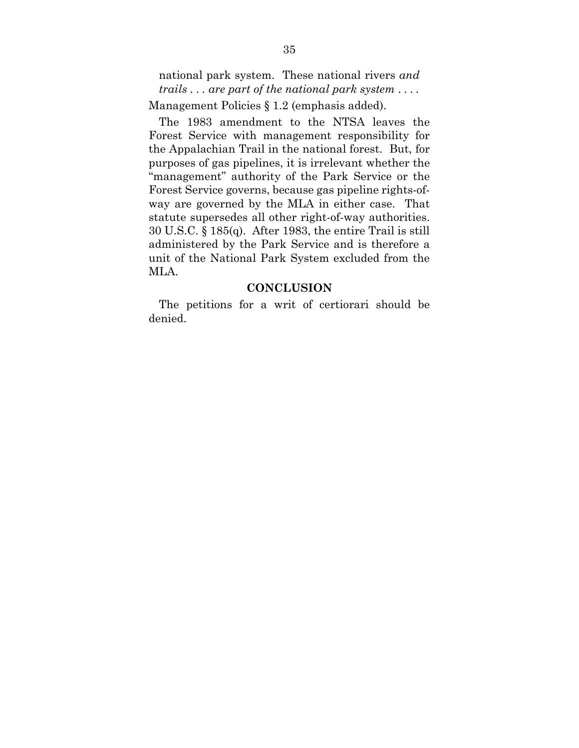national park system. These national rivers *and trails . . . are part of the national park system* . . . .

Management Policies § 1.2 (emphasis added).

The 1983 amendment to the NTSA leaves the Forest Service with management responsibility for the Appalachian Trail in the national forest. But, for purposes of gas pipelines, it is irrelevant whether the "management" authority of the Park Service or the Forest Service governs, because gas pipeline rights-of-way are governed by the MLA in either case. That statute supersedes all other right-of-way authorities. 30 U.S.C. § 185(q). After 1983, the entire Trail is still administered by the Park Service and is therefore a unit of the National Park System excluded from the MLA.

## CONCLUSION

The petitions for a writ of certiorari should be denied.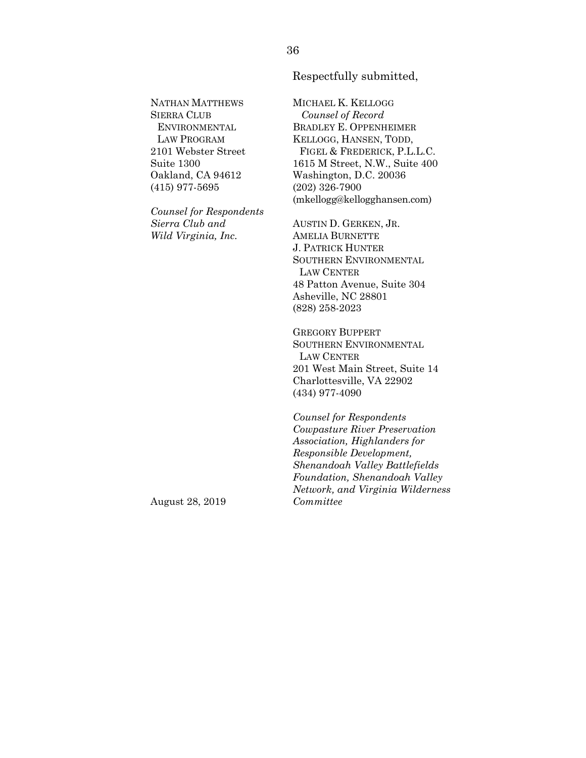Respectfully submitted,

MICHAEL K. KELLOGG
*Counsel of Record*
BRADLEY E. OPPENHEIMER
KELLOGG, HANSEN, TODD,
FIGEL & FREDERICK, P.L.L.C.
1615 M Street, N.W., Suite 400
Washington, D.C. 20036
(202) 326-7900
(mkellogg@kellogghansen.com)

AUSTIN D. GERKEN, JR.
AMELIA BURNETTE
J. PATRICK HUNTER
SOUTHERN ENVIRONMENTAL
LAW CENTER
48 Patton Avenue, Suite 304
Asheville, NC 28801
(828) 258-2023

GREGORY BUPPERT
SOUTHERN ENVIRONMENTAL
LAW CENTER
201 West Main Street, Suite 14
Charlottesville, VA 22902
(434) 977-4090

*Counsel for Respondents Cowpasture River Preservation Association, Highlanders for Responsible Development, Shenandoah Valley Battlefields Foundation, Shenandoah Valley Network, and Virginia Wilderness Committee*

NATHAN MATTHEWS
SIERRA CLUB
ENVIRONMENTAL
LAW PROGRAM
2101 Webster Street
Suite 1300
Oakland, CA 94612
(415) 977-5695

*Counsel for Respondents Sierra Club and Wild Virginia, Inc.*

August 28, 2019